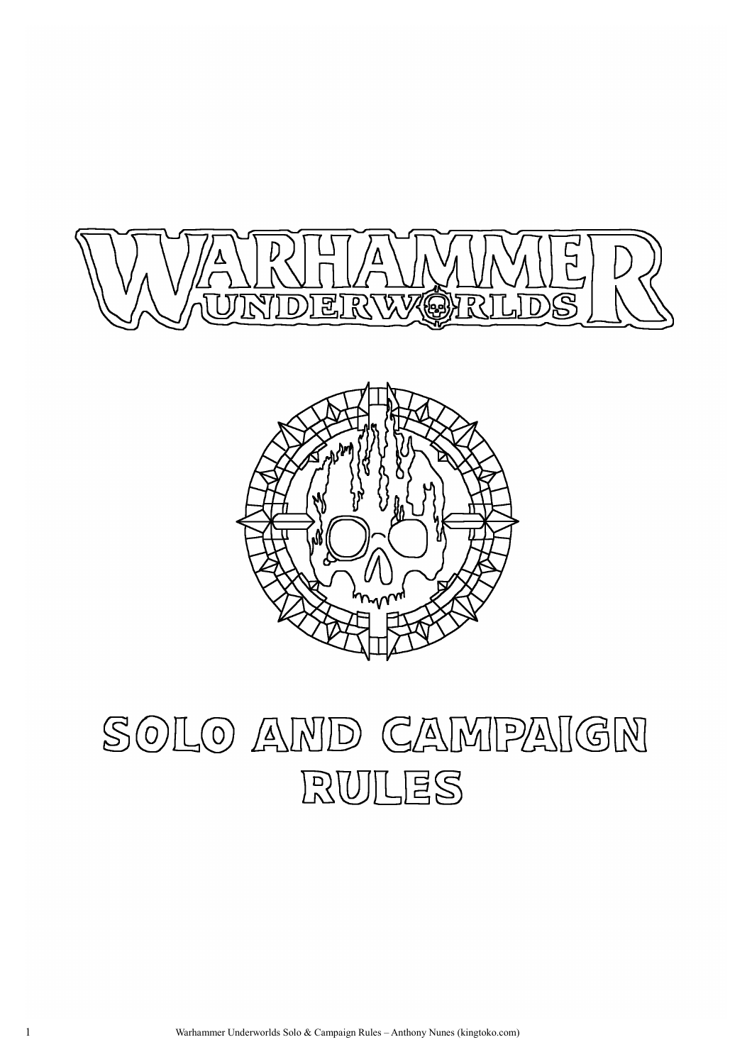# WARHAMMER UNDERWORLDS

# SOLO AND CAMPAIGN RULES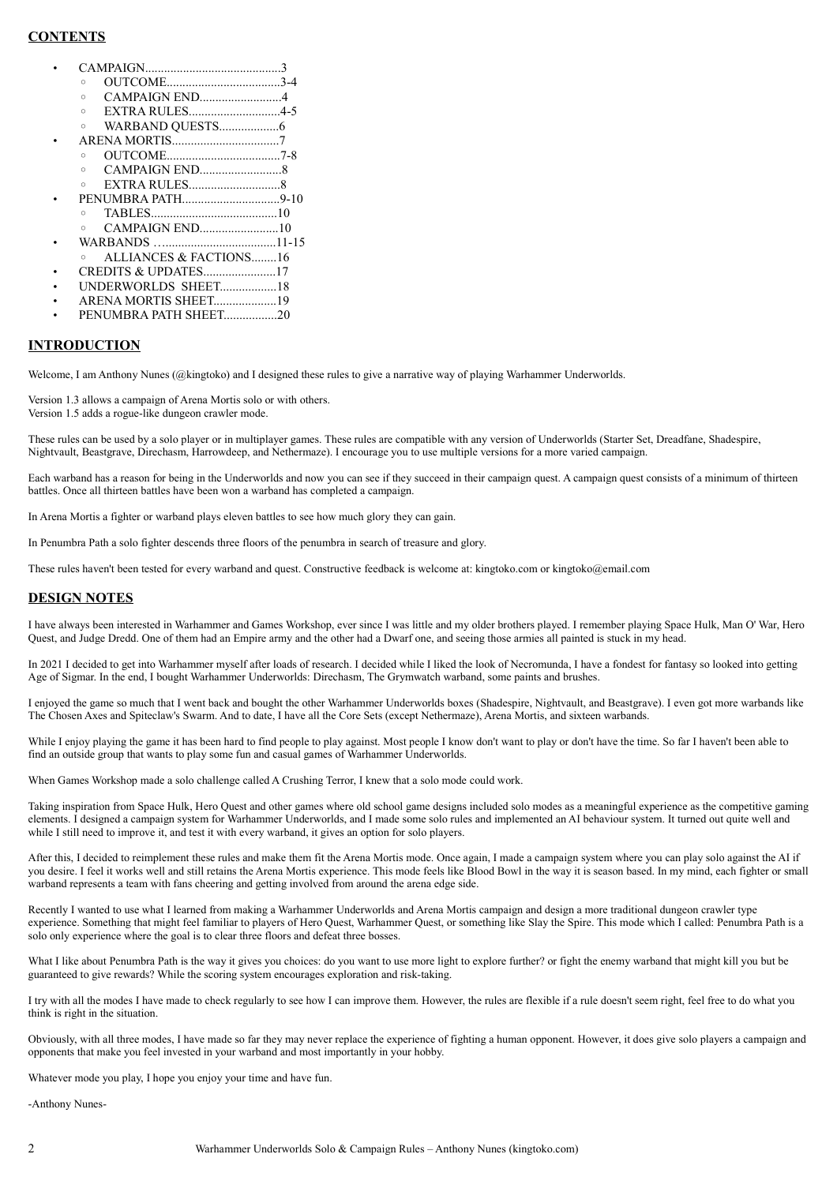## CONTENTS

- CAMPAIGN..........................................3
  - OUTCOME...................................3-4
  - CAMPAIGN END..........................4
  - EXTRA RULES............................4-5
  - WARBAND QUESTS...................6
- ARENA MORTIS..................................7
  - OUTCOME...................................7-8
  - CAMPAIGN END..........................8
  - EXTRA RULES............................8
- PENUMBRA PATH..............................9-10
  - TABLES.......................................10
  - CAMPAIGN END.........................10
- WARBANDS …..................................11-15
  - ALLIANCES & FACTIONS........16
- CREDITS & UPDATES.......................17
- UNDERWORLDS SHEET..................18
- ARENA MORTIS SHEET....................19
- PENUMBRA PATH SHEET.................20

## INTRODUCTION

Welcome, I am Anthony Nunes (@kingtoko) and I designed these rules to give a narrative way of playing Warhammer Underworlds.

Version 1.3 allows a campaign of Arena Mortis solo or with others.
Version 1.5 adds a rogue-like dungeon crawler mode.

These rules can be used by a solo player or in multiplayer games. These rules are compatible with any version of Underworlds (Starter Set, Dreadfane, Shadespire, Nightvault, Beastgrave, Direchasm, Harrowdeep, and Nethermaze). I encourage you to use multiple versions for a more varied campaign.

Each warband has a reason for being in the Underworlds and now you can see if they succeed in their campaign quest. A campaign quest consists of a minimum of thirteen battles. Once all thirteen battles have been won a warband has completed a campaign.

In Arena Mortis a fighter or warband plays eleven battles to see how much glory they can gain.

In Penumbra Path a solo fighter descends three floors of the penumbra in search of treasure and glory.

These rules haven't been tested for every warband and quest. Constructive feedback is welcome at: kingtoko.com or kingtoko@email.com

## DESIGN NOTES

I have always been interested in Warhammer and Games Workshop, ever since I was little and my older brothers played. I remember playing Space Hulk, Man O' War, Hero Quest, and Judge Dredd. One of them had an Empire army and the other had a Dwarf one, and seeing those armies all painted is stuck in my head.

In 2021 I decided to get into Warhammer myself after loads of research. I decided while I liked the look of Necromunda, I have a fondest for fantasy so looked into getting Age of Sigmar. In the end, I bought Warhammer Underworlds: Direchasm, The Grymwatch warband, some paints and brushes.

I enjoyed the game so much that I went back and bought the other Warhammer Underworlds boxes (Shadespire, Nightvault, and Beastgrave). I even got more warbands like The Chosen Axes and Spiteclaw's Swarm. And to date, I have all the Core Sets (except Nethermaze), Arena Mortis, and sixteen warbands.

While I enjoy playing the game it has been hard to find people to play against. Most people I know don't want to play or don't have the time. So far I haven't been able to find an outside group that wants to play some fun and casual games of Warhammer Underworlds.

When Games Workshop made a solo challenge called A Crushing Terror, I knew that a solo mode could work.

Taking inspiration from Space Hulk, Hero Quest and other games where old school game designs included solo modes as a meaningful experience as the competitive gaming elements. I designed a campaign system for Warhammer Underworlds, and I made some solo rules and implemented an AI behaviour system. It turned out quite well and while I still need to improve it, and test it with every warband, it gives an option for solo players.

After this, I decided to reimplement these rules and make them fit the Arena Mortis mode. Once again, I made a campaign system where you can play solo against the AI if you desire. I feel it works well and still retains the Arena Mortis experience. This mode feels like Blood Bowl in the way it is season based. In my mind, each fighter or small warband represents a team with fans cheering and getting involved from around the arena edge side.

Recently I wanted to use what I learned from making a Warhammer Underworlds and Arena Mortis campaign and design a more traditional dungeon crawler type experience. Something that might feel familiar to players of Hero Quest, Warhammer Quest, or something like Slay the Spire. This mode which I called: Penumbra Path is a solo only experience where the goal is to clear three floors and defeat three bosses.

What I like about Penumbra Path is the way it gives you choices: do you want to use more light to explore further? or fight the enemy warband that might kill you but be guaranteed to give rewards? While the scoring system encourages exploration and risk-taking.

I try with all the modes I have made to check regularly to see how I can improve them. However, the rules are flexible if a rule doesn't seem right, feel free to do what you think is right in the situation.

Obviously, with all three modes, I have made so far they may never replace the experience of fighting a human opponent. However, it does give solo players a campaign and opponents that make you feel invested in your warband and most importantly in your hobby.

Whatever mode you play, I hope you enjoy your time and have fun.

-Anthony Nunes-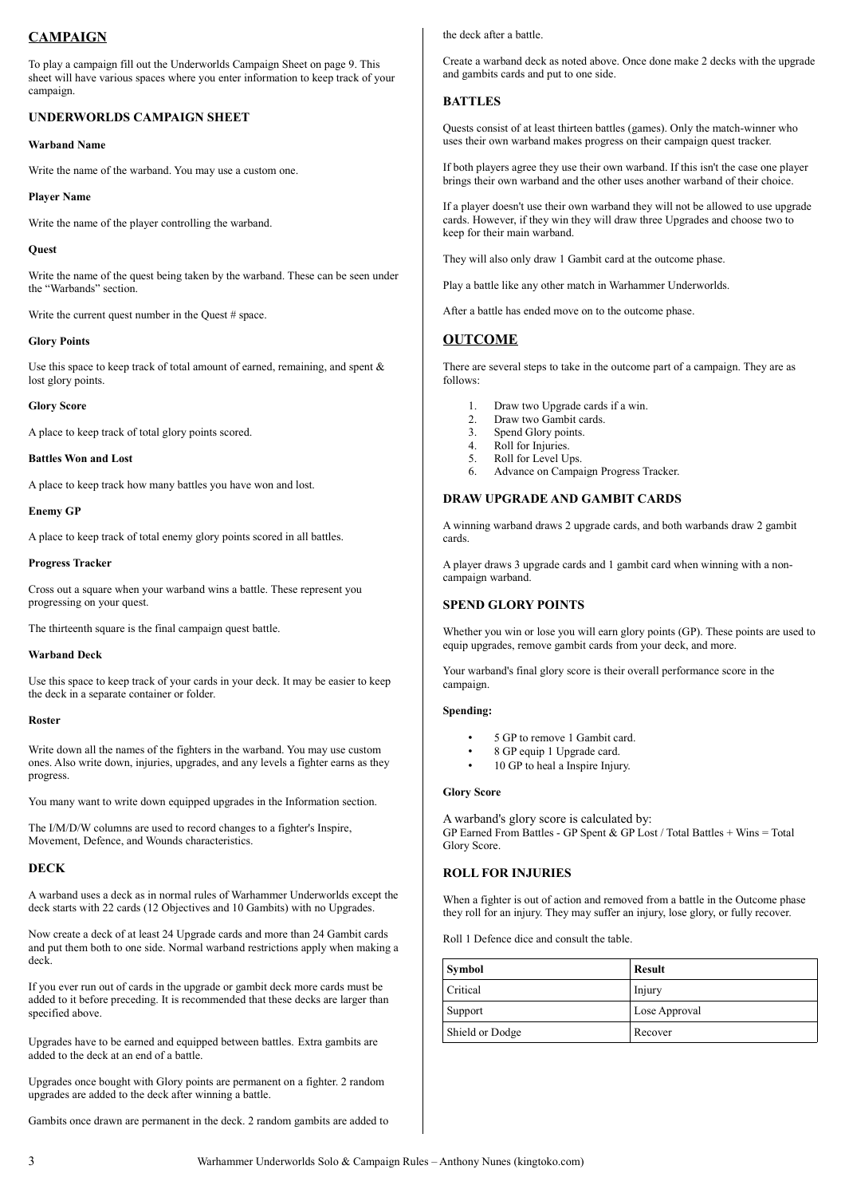## CAMPAIGN

To play a campaign fill out the Underworlds Campaign Sheet on page 9. This sheet will have various spaces where you enter information to keep track of your campaign.

### UNDERWORLDS CAMPAIGN SHEET

#### Warband Name

Write the name of the warband. You may use a custom one.

#### Player Name

Write the name of the player controlling the warband.

#### Quest

Write the name of the quest being taken by the warband. These can be seen under the "Warbands" section.

Write the current quest number in the Quest # space.

#### Glory Points

Use this space to keep track of total amount of earned, remaining, and spent & lost glory points.

#### Glory Score

A place to keep track of total glory points scored.

#### Battles Won and Lost

A place to keep track how many battles you have won and lost.

#### Enemy GP

A place to keep track of total enemy glory points scored in all battles.

#### Progress Tracker

Cross out a square when your warband wins a battle. These represent you progressing on your quest.

The thirteenth square is the final campaign quest battle.

#### Warband Deck

Use this space to keep track of your cards in your deck. It may be easier to keep the deck in a separate container or folder.

#### Roster

Write down all the names of the fighters in the warband. You may use custom ones. Also write down, injuries, upgrades, and any levels a fighter earns as they progress.

You many want to write down equipped upgrades in the Information section.

The I/M/D/W columns are used to record changes to a fighter's Inspire, Movement, Defence, and Wounds characteristics.

## DECK

A warband uses a deck as in normal rules of Warhammer Underworlds except the deck starts with 22 cards (12 Objectives and 10 Gambits) with no Upgrades.

Now create a deck of at least 24 Upgrade cards and more than 24 Gambit cards and put them both to one side. Normal warband restrictions apply when making a deck.

If you ever run out of cards in the upgrade or gambit deck more cards must be added to it before preceding. It is recommended that these decks are larger than specified above.

Upgrades have to be earned and equipped between battles. Extra gambits are added to the deck at an end of a battle.

Upgrades once bought with Glory points are permanent on a fighter. 2 random upgrades are added to the deck after winning a battle.

Gambits once drawn are permanent in the deck. 2 random gambits are added to the deck after a battle.

Create a warband deck as noted above. Once done make 2 decks with the upgrade and gambits cards and put to one side.

### BATTLES

Quests consist of at least thirteen battles (games). Only the match-winner who uses their own warband makes progress on their campaign quest tracker.

If both players agree they use their own warband. If this isn't the case one player brings their own warband and the other uses another warband of their choice.

If a player doesn't use their own warband they will not be allowed to use upgrade cards. However, if they win they will draw three Upgrades and choose two to keep for their main warband.

They will also only draw 1 Gambit card at the outcome phase.

Play a battle like any other match in Warhammer Underworlds.

After a battle has ended move on to the outcome phase.

## OUTCOME

There are several steps to take in the outcome part of a campaign. They are as follows:

1. Draw two Upgrade cards if a win.
2. Draw two Gambit cards.
3. Spend Glory points.
4. Roll for Injuries.
5. Roll for Level Ups.
6. Advance on Campaign Progress Tracker.

### DRAW UPGRADE AND GAMBIT CARDS

A winning warband draws 2 upgrade cards, and both warbands draw 2 gambit cards.

A player draws 3 upgrade cards and 1 gambit card when winning with a non-campaign warband.

### SPEND GLORY POINTS

Whether you win or lose you will earn glory points (GP). These points are used to equip upgrades, remove gambit cards from your deck, and more.

Your warband's final glory score is their overall performance score in the campaign.

#### Spending:

- 5 GP to remove 1 Gambit card.
- 8 GP equip 1 Upgrade card.
- 10 GP to heal a Inspire Injury.

#### Glory Score

A warband's glory score is calculated by:
GP Earned From Battles - GP Spent & GP Lost / Total Battles + Wins = Total Glory Score.

### ROLL FOR INJURIES

When a fighter is out of action and removed from a battle in the Outcome phase they roll for an injury. They may suffer an injury, lose glory, or fully recover.

Roll 1 Defence dice and consult the table.

| Symbol | Result |
|---|---|
| Critical | Injury |
| Support | Lose Approval |
| Shield or Dodge | Recover |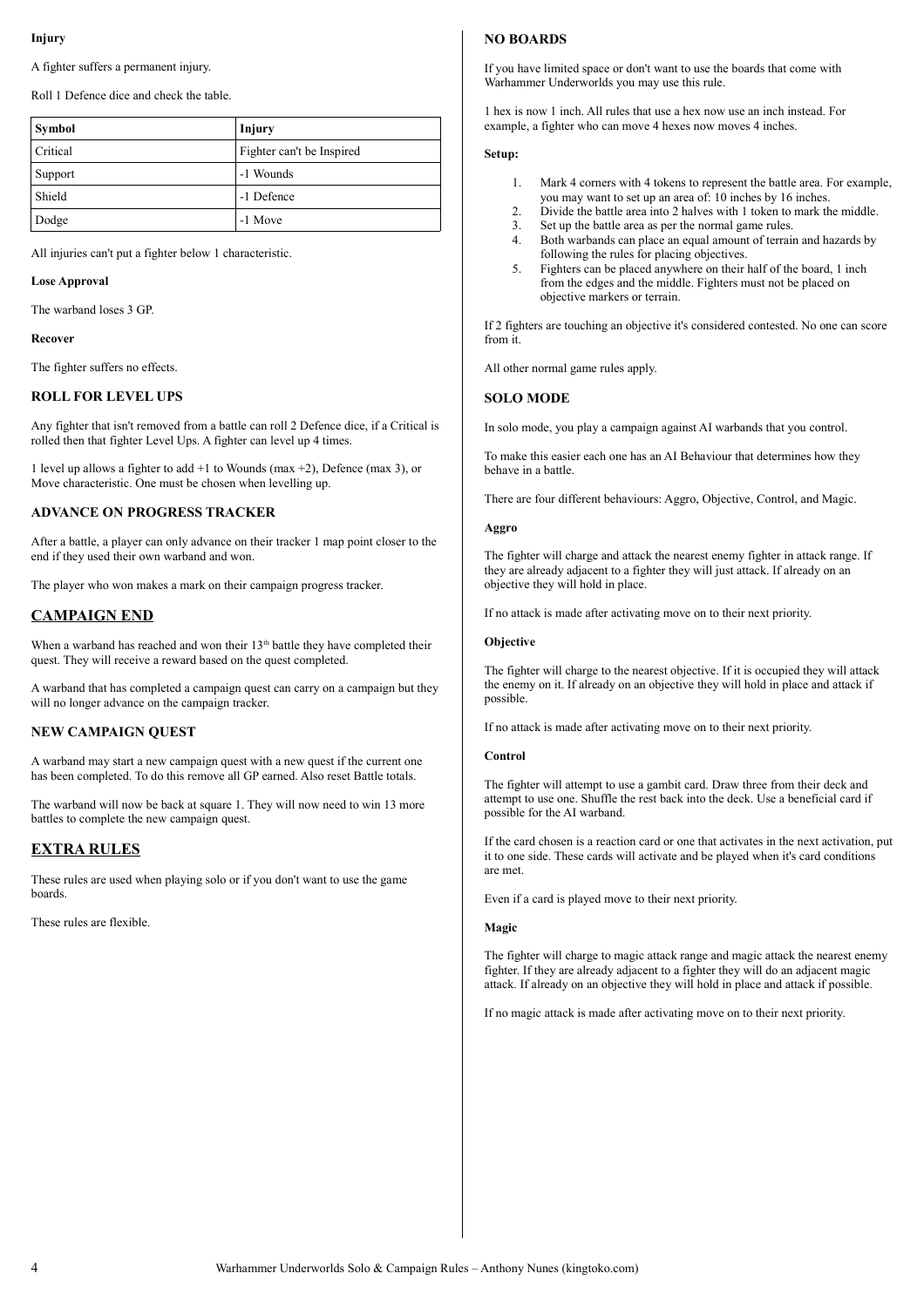**Injury**

A fighter suffers a permanent injury.

Roll 1 Defence dice and check the table.

| Symbol | Injury |
|---|---|
| Critical | Fighter can't be Inspired |
| Support | -1 Wounds |
| Shield | -1 Defence |
| Dodge | -1 Move |

All injuries can't put a fighter below 1 characteristic.

**Lose Approval**

The warband loses 3 GP.

**Recover**

The fighter suffers no effects.

### ROLL FOR LEVEL UPS

Any fighter that isn't removed from a battle can roll 2 Defence dice, if a Critical is rolled then that fighter Level Ups. A fighter can level up 4 times.

1 level up allows a fighter to add +1 to Wounds (max +2), Defence (max 3), or Move characteristic. One must be chosen when levelling up.

### ADVANCE ON PROGRESS TRACKER

After a battle, a player can only advance on their tracker 1 map point closer to the end if they used their own warband and won.

The player who won makes a mark on their campaign progress tracker.

## CAMPAIGN END

When a warband has reached and won their 13th battle they have completed their quest. They will receive a reward based on the quest completed.

A warband that has completed a campaign quest can carry on a campaign but they will no longer advance on the campaign tracker.

### NEW CAMPAIGN QUEST

A warband may start a new campaign quest with a new quest if the current one has been completed. To do this remove all GP earned. Also reset Battle totals.

The warband will now be back at square 1. They will now need to win 13 more battles to complete the new campaign quest.

## EXTRA RULES

These rules are used when playing solo or if you don't want to use the game boards.

These rules are flexible.

### NO BOARDS

If you have limited space or don't want to use the boards that come with Warhammer Underworlds you may use this rule.

1 hex is now 1 inch. All rules that use a hex now use an inch instead. For example, a fighter who can move 4 hexes now moves 4 inches.

**Setup:**

1. Mark 4 corners with 4 tokens to represent the battle area. For example, you may want to set up an area of: 10 inches by 16 inches.
2. Divide the battle area into 2 halves with 1 token to mark the middle.
3. Set up the battle area as per the normal game rules.
4. Both warbands can place an equal amount of terrain and hazards by following the rules for placing objectives.
5. Fighters can be placed anywhere on their half of the board, 1 inch from the edges and the middle. Fighters must not be placed on objective markers or terrain.

If 2 fighters are touching an objective it's considered contested. No one can score from it.

All other normal game rules apply.

### SOLO MODE

In solo mode, you play a campaign against AI warbands that you control.

To make this easier each one has an AI Behaviour that determines how they behave in a battle.

There are four different behaviours: Aggro, Objective, Control, and Magic.

**Aggro**

The fighter will charge and attack the nearest enemy fighter in attack range. If they are already adjacent to a fighter they will just attack. If already on an objective they will hold in place.

If no attack is made after activating move on to their next priority.

**Objective**

The fighter will charge to the nearest objective. If it is occupied they will attack the enemy on it. If already on an objective they will hold in place and attack if possible.

If no attack is made after activating move on to their next priority.

**Control**

The fighter will attempt to use a gambit card. Draw three from their deck and attempt to use one. Shuffle the rest back into the deck. Use a beneficial card if possible for the AI warband.

If the card chosen is a reaction card or one that activates in the next activation, put it to one side. These cards will activate and be played when it's card conditions are met.

Even if a card is played move to their next priority.

**Magic**

The fighter will charge to magic attack range and magic attack the nearest enemy fighter. If they are already adjacent to a fighter they will do an adjacent magic attack. If already on an objective they will hold in place and attack if possible.

If no magic attack is made after activating move on to their next priority.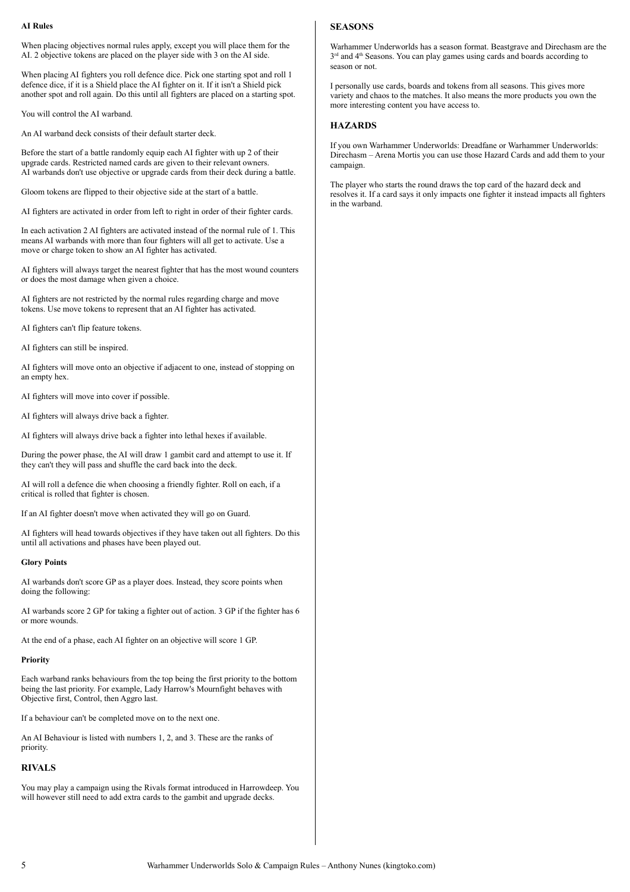### AI Rules

When placing objectives normal rules apply, except you will place them for the AI. 2 objective tokens are placed on the player side with 3 on the AI side.

When placing AI fighters you roll defence dice. Pick one starting spot and roll 1 defence dice, if it is a Shield place the AI fighter on it. If it isn't a Shield pick another spot and roll again. Do this until all fighters are placed on a starting spot.

You will control the AI warband.

An AI warband deck consists of their default starter deck.

Before the start of a battle randomly equip each AI fighter with up 2 of their upgrade cards. Restricted named cards are given to their relevant owners. AI warbands don't use objective or upgrade cards from their deck during a battle.

Gloom tokens are flipped to their objective side at the start of a battle.

AI fighters are activated in order from left to right in order of their fighter cards.

In each activation 2 AI fighters are activated instead of the normal rule of 1. This means AI warbands with more than four fighters will all get to activate. Use a move or charge token to show an AI fighter has activated.

AI fighters will always target the nearest fighter that has the most wound counters or does the most damage when given a choice.

AI fighters are not restricted by the normal rules regarding charge and move tokens. Use move tokens to represent that an AI fighter has activated.

AI fighters can't flip feature tokens.

AI fighters can still be inspired.

AI fighters will move onto an objective if adjacent to one, instead of stopping on an empty hex.

AI fighters will move into cover if possible.

AI fighters will always drive back a fighter.

AI fighters will always drive back a fighter into lethal hexes if available.

During the power phase, the AI will draw 1 gambit card and attempt to use it. If they can't they will pass and shuffle the card back into the deck.

AI will roll a defence die when choosing a friendly fighter. Roll on each, if a critical is rolled that fighter is chosen.

If an AI fighter doesn't move when activated they will go on Guard.

AI fighters will head towards objectives if they have taken out all fighters. Do this until all activations and phases have been played out.

#### Glory Points

AI warbands don't score GP as a player does. Instead, they score points when doing the following:

AI warbands score 2 GP for taking a fighter out of action. 3 GP if the fighter has 6 or more wounds.

At the end of a phase, each AI fighter on an objective will score 1 GP.

#### Priority

Each warband ranks behaviours from the top being the first priority to the bottom being the last priority. For example, Lady Harrow's Mournfight behaves with Objective first, Control, then Aggro last.

If a behaviour can't be completed move on to the next one.

An AI Behaviour is listed with numbers 1, 2, and 3. These are the ranks of priority.

## RIVALS

You may play a campaign using the Rivals format introduced in Harrowdeep. You will however still need to add extra cards to the gambit and upgrade decks.

## SEASONS

Warhammer Underworlds has a season format. Beastgrave and Direchasm are the 3rd and 4th Seasons. You can play games using cards and boards according to season or not.

I personally use cards, boards and tokens from all seasons. This gives more variety and chaos to the matches. It also means the more products you own the more interesting content you have access to.

## HAZARDS

If you own Warhammer Underworlds: Dreadfane or Warhammer Underworlds: Direchasm – Arena Mortis you can use those Hazard Cards and add them to your campaign.

The player who starts the round draws the top card of the hazard deck and resolves it. If a card says it only impacts one fighter it instead impacts all fighters in the warband.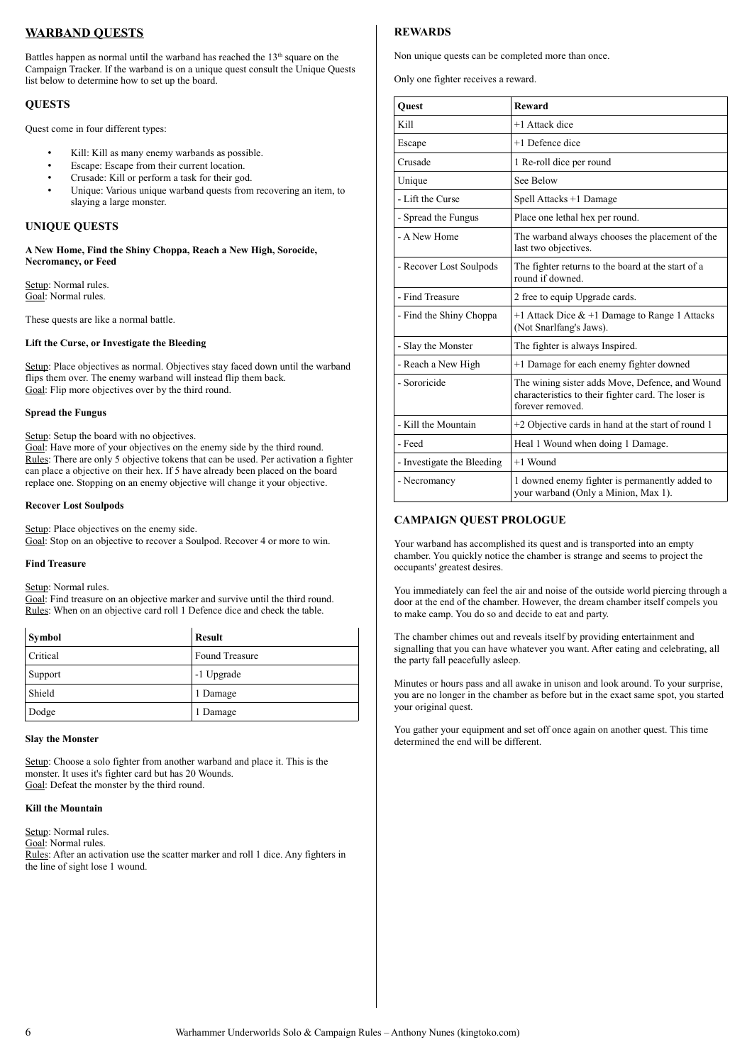## WARBAND QUESTS

Battles happen as normal until the warband has reached the 13th square on the Campaign Tracker. If the warband is on a unique quest consult the Unique Quests list below to determine how to set up the board.

### QUESTS

Quest come in four different types:

- Kill: Kill as many enemy warbands as possible.
- Escape: Escape from their current location.
- Crusade: Kill or perform a task for their god.
- Unique: Various unique warband quests from recovering an item, to slaying a large monster.

### UNIQUE QUESTS

**A New Home, Find the Shiny Choppa, Reach a New High, Sorocide, Necromancy, or Feed**

Setup: Normal rules.
Goal: Normal rules.

These quests are like a normal battle.

**Lift the Curse, or Investigate the Bleeding**

Setup: Place objectives as normal. Objectives stay faced down until the warband flips them over. The enemy warband will instead flip them back.
Goal: Flip more objectives over by the third round.

**Spread the Fungus**

Setup: Setup the board with no objectives.
Goal: Have more of your objectives on the enemy side by the third round.
Rules: There are only 5 objective tokens that can be used. Per activation a fighter can place a objective on their hex. If 5 have already been placed on the board replace one. Stopping on an enemy objective will change it your objective.

**Recover Lost Soulpods**

Setup: Place objectives on the enemy side.
Goal: Stop on an objective to recover a Soulpod. Recover 4 or more to win.

**Find Treasure**

Setup: Normal rules.
Goal: Find treasure on an objective marker and survive until the third round.
Rules: When on an objective card roll 1 Defence dice and check the table.

| Symbol | Result |
|---|---|
| Critical | Found Treasure |
| Support | -1 Upgrade |
| Shield | 1 Damage |
| Dodge | 1 Damage |

**Slay the Monster**

Setup: Choose a solo fighter from another warband and place it. This is the monster. It uses it's fighter card but has 20 Wounds.
Goal: Defeat the monster by the third round.

**Kill the Mountain**

Setup: Normal rules.
Goal: Normal rules.
Rules: After an activation use the scatter marker and roll 1 dice. Any fighters in the line of sight lose 1 wound.

### REWARDS

Non unique quests can be completed more than once.

Only one fighter receives a reward.

| Quest | Reward |
|---|---|
| Kill | +1 Attack dice |
| Escape | +1 Defence dice |
| Crusade | 1 Re-roll dice per round |
| Unique | See Below |
| - Lift the Curse | Spell Attacks +1 Damage |
| - Spread the Fungus | Place one lethal hex per round. |
| - A New Home | The warband always chooses the placement of the last two objectives. |
| - Recover Lost Soulpods | The fighter returns to the board at the start of a round if downed. |
| - Find Treasure | 2 free to equip Upgrade cards. |
| - Find the Shiny Choppa | +1 Attack Dice & +1 Damage to Range 1 Attacks (Not Snarlfang's Jaws). |
| - Slay the Monster | The fighter is always Inspired. |
| - Reach a New High | +1 Damage for each enemy fighter downed |
| - Sororicide | The wining sister adds Move, Defence, and Wound characteristics to their fighter card. The loser is forever removed. |
| - Kill the Mountain | +2 Objective cards in hand at the start of round 1 |
| - Feed | Heal 1 Wound when doing 1 Damage. |
| - Investigate the Bleeding | +1 Wound |
| - Necromancy | 1 downed enemy fighter is permanently added to your warband (Only a Minion, Max 1). |

### CAMPAIGN QUEST PROLOGUE

Your warband has accomplished its quest and is transported into an empty chamber. You quickly notice the chamber is strange and seems to project the occupants' greatest desires.

You immediately can feel the air and noise of the outside world piercing through a door at the end of the chamber. However, the dream chamber itself compels you to make camp. You do so and decide to eat and party.

The chamber chimes out and reveals itself by providing entertainment and signalling that you can have whatever you want. After eating and celebrating, all the party fall peacefully asleep.

Minutes or hours pass and all awake in unison and look around. To your surprise, you are no longer in the chamber as before but in the exact same spot, you started your original quest.

You gather your equipment and set off once again on another quest. This time determined the end will be different.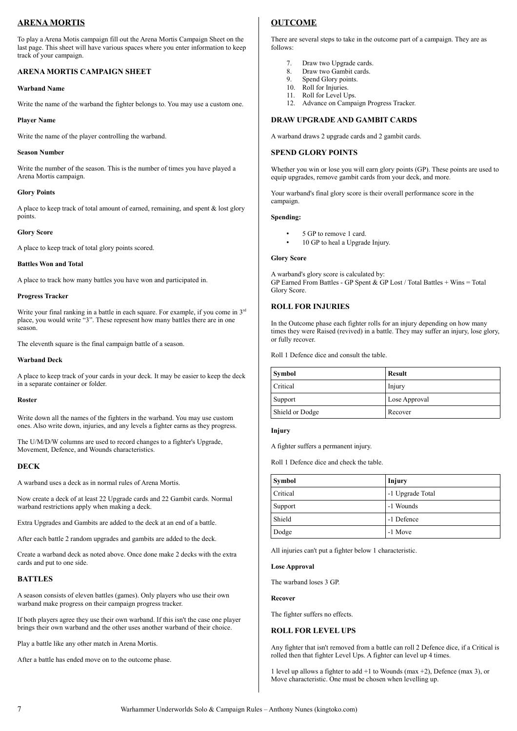## ARENA MORTIS

To play a Arena Motis campaign fill out the Arena Mortis Campaign Sheet on the last page. This sheet will have various spaces where you enter information to keep track of your campaign.

### ARENA MORTIS CAMPAIGN SHEET

**Warband Name**

Write the name of the warband the fighter belongs to. You may use a custom one.

**Player Name**

Write the name of the player controlling the warband.

**Season Number**

Write the number of the season. This is the number of times you have played a Arena Mortis campaign.

**Glory Points**

A place to keep track of total amount of earned, remaining, and spent & lost glory points.

**Glory Score**

A place to keep track of total glory points scored.

**Battles Won and Total**

A place to track how many battles you have won and participated in.

**Progress Tracker**

Write your final ranking in a battle in each square. For example, if you come in 3rd place, you would write "3". These represent how many battles there are in one season.

The eleventh square is the final campaign battle of a season.

**Warband Deck**

A place to keep track of your cards in your deck. It may be easier to keep the deck in a separate container or folder.

**Roster**

Write down all the names of the fighters in the warband. You may use custom ones. Also write down, injuries, and any levels a fighter earns as they progress.

The U/M/D/W columns are used to record changes to a fighter's Upgrade, Movement, Defence, and Wounds characteristics.

### DECK

A warband uses a deck as in normal rules of Arena Mortis.

Now create a deck of at least 22 Upgrade cards and 22 Gambit cards. Normal warband restrictions apply when making a deck.

Extra Upgrades and Gambits are added to the deck at an end of a battle.

After each battle 2 random upgrades and gambits are added to the deck.

Create a warband deck as noted above. Once done make 2 decks with the extra cards and put to one side.

### BATTLES

A season consists of eleven battles (games). Only players who use their own warband make progress on their campaign progress tracker.

If both players agree they use their own warband. If this isn't the case one player brings their own warband and the other uses another warband of their choice.

Play a battle like any other match in Arena Mortis.

After a battle has ended move on to the outcome phase.

## OUTCOME

There are several steps to take in the outcome part of a campaign. They are as follows:

7. Draw two Upgrade cards.
8. Draw two Gambit cards.
9. Spend Glory points.
10. Roll for Injuries.
11. Roll for Level Ups.
12. Advance on Campaign Progress Tracker.

### DRAW UPGRADE AND GAMBIT CARDS

A warband draws 2 upgrade cards and 2 gambit cards.

### SPEND GLORY POINTS

Whether you win or lose you will earn glory points (GP). These points are used to equip upgrades, remove gambit cards from your deck, and more.

Your warband's final glory score is their overall performance score in the campaign.

**Spending:**

- 5 GP to remove 1 card.
- 10 GP to heal a Upgrade Injury.

**Glory Score**

A warband's glory score is calculated by:
GP Earned From Battles - GP Spent & GP Lost / Total Battles + Wins = Total Glory Score.

### ROLL FOR INJURIES

In the Outcome phase each fighter rolls for an injury depending on how many times they were Raised (revived) in a battle. They may suffer an injury, lose glory, or fully recover.

Roll 1 Defence dice and consult the table.

| Symbol | Result |
|---|---|
| Critical | Injury |
| Support | Lose Approval |
| Shield or Dodge | Recover |

**Injury**

A fighter suffers a permanent injury.

Roll 1 Defence dice and check the table.

| Symbol | Injury |
|---|---|
| Critical | -1 Upgrade Total |
| Support | -1 Wounds |
| Shield | -1 Defence |
| Dodge | -1 Move |

All injuries can't put a fighter below 1 characteristic.

**Lose Approval**

The warband loses 3 GP.

**Recover**

The fighter suffers no effects.

### ROLL FOR LEVEL UPS

Any fighter that isn't removed from a battle can roll 2 Defence dice, if a Critical is rolled then that fighter Level Ups. A fighter can level up 4 times.

1 level up allows a fighter to add +1 to Wounds (max +2), Defence (max 3), or Move characteristic. One must be chosen when levelling up.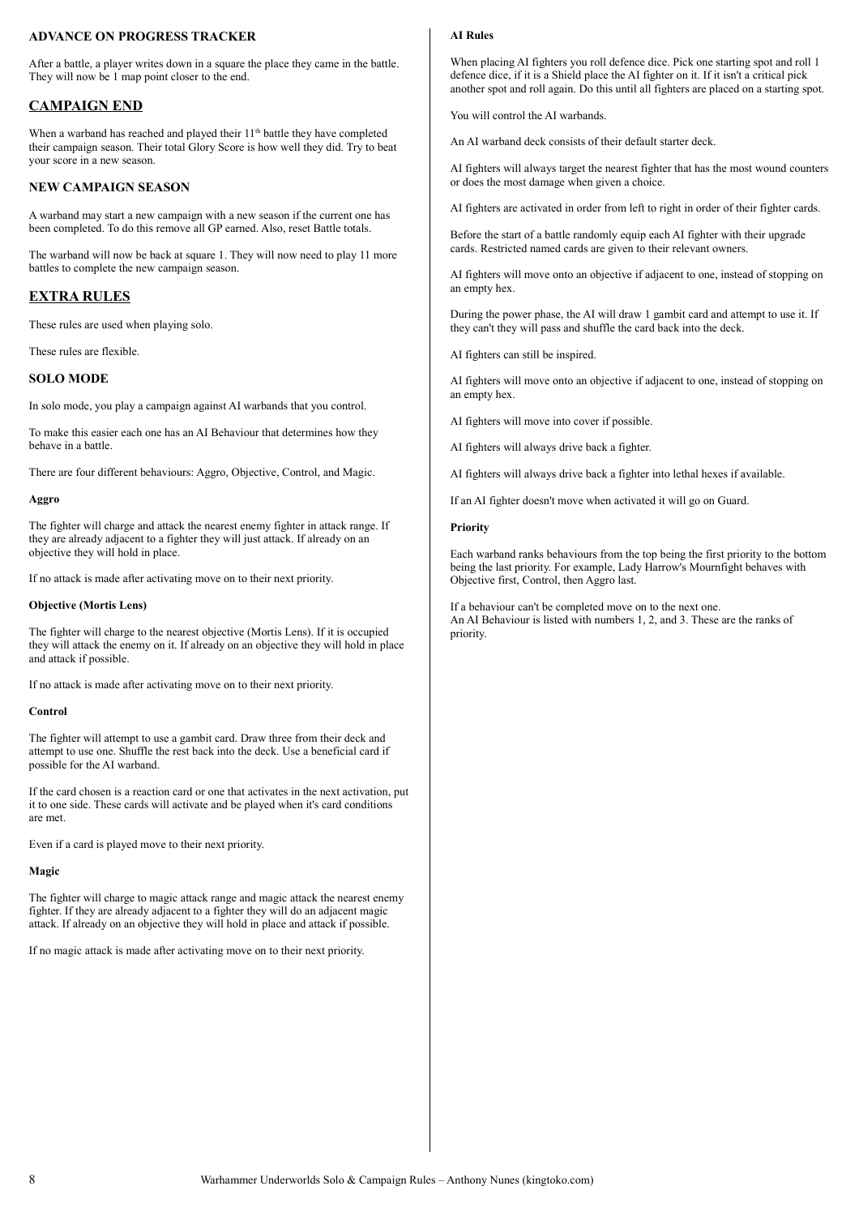### ADVANCE ON PROGRESS TRACKER

After a battle, a player writes down in a square the place they came in the battle. They will now be 1 map point closer to the end.

## CAMPAIGN END

When a warband has reached and played their 11th battle they have completed their campaign season. Their total Glory Score is how well they did. Try to beat your score in a new season.

### NEW CAMPAIGN SEASON

A warband may start a new campaign with a new season if the current one has been completed. To do this remove all GP earned. Also, reset Battle totals.

The warband will now be back at square 1. They will now need to play 11 more battles to complete the new campaign season.

## EXTRA RULES

These rules are used when playing solo.

These rules are flexible.

### SOLO MODE

In solo mode, you play a campaign against AI warbands that you control.

To make this easier each one has an AI Behaviour that determines how they behave in a battle.

There are four different behaviours: Aggro, Objective, Control, and Magic.

#### Aggro

The fighter will charge and attack the nearest enemy fighter in attack range. If they are already adjacent to a fighter they will just attack. If already on an objective they will hold in place.

If no attack is made after activating move on to their next priority.

#### Objective (Mortis Lens)

The fighter will charge to the nearest objective (Mortis Lens). If it is occupied they will attack the enemy on it. If already on an objective they will hold in place and attack if possible.

If no attack is made after activating move on to their next priority.

#### Control

The fighter will attempt to use a gambit card. Draw three from their deck and attempt to use one. Shuffle the rest back into the deck. Use a beneficial card if possible for the AI warband.

If the card chosen is a reaction card or one that activates in the next activation, put it to one side. These cards will activate and be played when it's card conditions are met.

Even if a card is played move to their next priority.

#### Magic

The fighter will charge to magic attack range and magic attack the nearest enemy fighter. If they are already adjacent to a fighter they will do an adjacent magic attack. If already on an objective they will hold in place and attack if possible.

If no magic attack is made after activating move on to their next priority.

#### AI Rules

When placing AI fighters you roll defence dice. Pick one starting spot and roll 1 defence dice, if it is a Shield place the AI fighter on it. If it isn't a critical pick another spot and roll again. Do this until all fighters are placed on a starting spot.

You will control the AI warbands.

An AI warband deck consists of their default starter deck.

AI fighters will always target the nearest fighter that has the most wound counters or does the most damage when given a choice.

AI fighters are activated in order from left to right in order of their fighter cards.

Before the start of a battle randomly equip each AI fighter with their upgrade cards. Restricted named cards are given to their relevant owners.

AI fighters will move onto an objective if adjacent to one, instead of stopping on an empty hex.

During the power phase, the AI will draw 1 gambit card and attempt to use it. If they can't they will pass and shuffle the card back into the deck.

AI fighters can still be inspired.

AI fighters will move onto an objective if adjacent to one, instead of stopping on an empty hex.

AI fighters will move into cover if possible.

AI fighters will always drive back a fighter.

AI fighters will always drive back a fighter into lethal hexes if available.

If an AI fighter doesn't move when activated it will go on Guard.

#### Priority

Each warband ranks behaviours from the top being the first priority to the bottom being the last priority. For example, Lady Harrow's Mournfight behaves with Objective first, Control, then Aggro last.

If a behaviour can't be completed move on to the next one.
An AI Behaviour is listed with numbers 1, 2, and 3. These are the ranks of priority.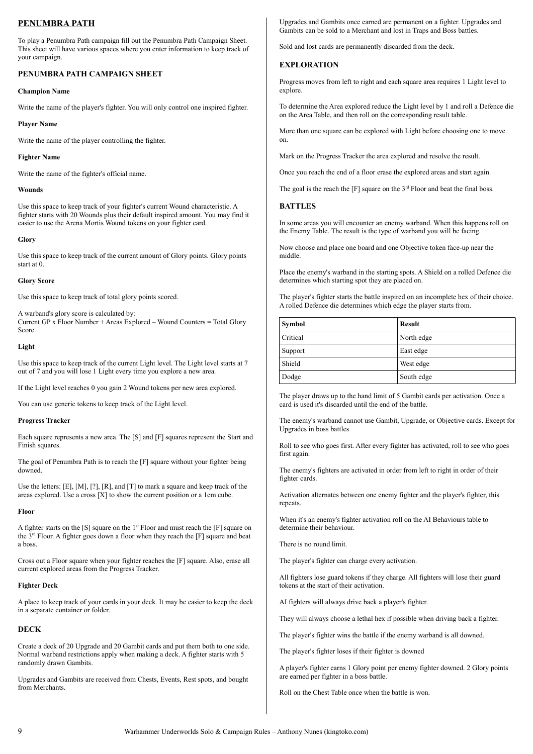## PENUMBRA PATH

To play a Penumbra Path campaign fill out the Penumbra Path Campaign Sheet. This sheet will have various spaces where you enter information to keep track of your campaign.

### PENUMBRA PATH CAMPAIGN SHEET

**Champion Name**

Write the name of the player's fighter. You will only control one inspired fighter.

**Player Name**

Write the name of the player controlling the fighter.

**Fighter Name**

Write the name of the fighter's official name.

**Wounds**

Use this space to keep track of your fighter's current Wound characteristic. A fighter starts with 20 Wounds plus their default inspired amount. You may find it easier to use the Arena Mortis Wound tokens on your fighter card.

**Glory**

Use this space to keep track of the current amount of Glory points. Glory points start at 0.

**Glory Score**

Use this space to keep track of total glory points scored.

A warband's glory score is calculated by:
Current GP x Floor Number + Areas Explored – Wound Counters = Total Glory Score.

**Light**

Use this space to keep track of the current Light level. The Light level starts at 7 out of 7 and you will lose 1 Light every time you explore a new area.

If the Light level reaches 0 you gain 2 Wound tokens per new area explored.

You can use generic tokens to keep track of the Light level.

**Progress Tracker**

Each square represents a new area. The [S] and [F] squares represent the Start and Finish squares.

The goal of Penumbra Path is to reach the [F] square without your fighter being downed.

Use the letters: [E], [M], [?], [R], and [T] to mark a square and keep track of the areas explored. Use a cross [X] to show the current position or a 1cm cube.

**Floor**

A fighter starts on the [S] square on the 1st Floor and must reach the [F] square on the 3rd Floor. A fighter goes down a floor when they reach the [F] square and beat a boss.

Cross out a Floor square when your fighter reaches the [F] square. Also, erase all current explored areas from the Progress Tracker.

**Fighter Deck**

A place to keep track of your cards in your deck. It may be easier to keep the deck in a separate container or folder.

### DECK

Create a deck of 20 Upgrade and 20 Gambit cards and put them both to one side. Normal warband restrictions apply when making a deck. A fighter starts with 5 randomly drawn Gambits.

Upgrades and Gambits are received from Chests, Events, Rest spots, and bought from Merchants.

Upgrades and Gambits once earned are permanent on a fighter. Upgrades and Gambits can be sold to a Merchant and lost in Traps and Boss battles.

Sold and lost cards are permanently discarded from the deck.

### EXPLORATION

Progress moves from left to right and each square area requires 1 Light level to explore.

To determine the Area explored reduce the Light level by 1 and roll a Defence die on the Area Table, and then roll on the corresponding result table.

More than one square can be explored with Light before choosing one to move on.

Mark on the Progress Tracker the area explored and resolve the result.

Once you reach the end of a floor erase the explored areas and start again.

The goal is the reach the [F] square on the 3rd Floor and beat the final boss.

### BATTLES

In some areas you will encounter an enemy warband. When this happens roll on the Enemy Table. The result is the type of warband you will be facing.

Now choose and place one board and one Objective token face-up near the middle.

Place the enemy's warband in the starting spots. A Shield on a rolled Defence die determines which starting spot they are placed on.

The player's fighter starts the battle inspired on an incomplete hex of their choice. A rolled Defence die determines which edge the player starts from.

| Symbol | Result |
|---|---|
| Critical | North edge |
| Support | East edge |
| Shield | West edge |
| Dodge | South edge |

The player draws up to the hand limit of 5 Gambit cards per activation. Once a card is used it's discarded until the end of the battle.

The enemy's warband cannot use Gambit, Upgrade, or Objective cards. Except for Upgrades in boss battles

Roll to see who goes first. After every fighter has activated, roll to see who goes first again.

The enemy's fighters are activated in order from left to right in order of their fighter cards.

Activation alternates between one enemy fighter and the player's fighter, this repeats.

When it's an enemy's fighter activation roll on the AI Behaviours table to determine their behaviour.

There is no round limit.

The player's fighter can charge every activation.

All fighters lose guard tokens if they charge. All fighters will lose their guard tokens at the start of their activation.

AI fighters will always drive back a player's fighter.

They will always choose a lethal hex if possible when driving back a fighter.

The player's fighter wins the battle if the enemy warband is all downed.

The player's fighter loses if their fighter is downed

A player's fighter earns 1 Glory point per enemy fighter downed. 2 Glory points are earned per fighter in a boss battle.

Roll on the Chest Table once when the battle is won.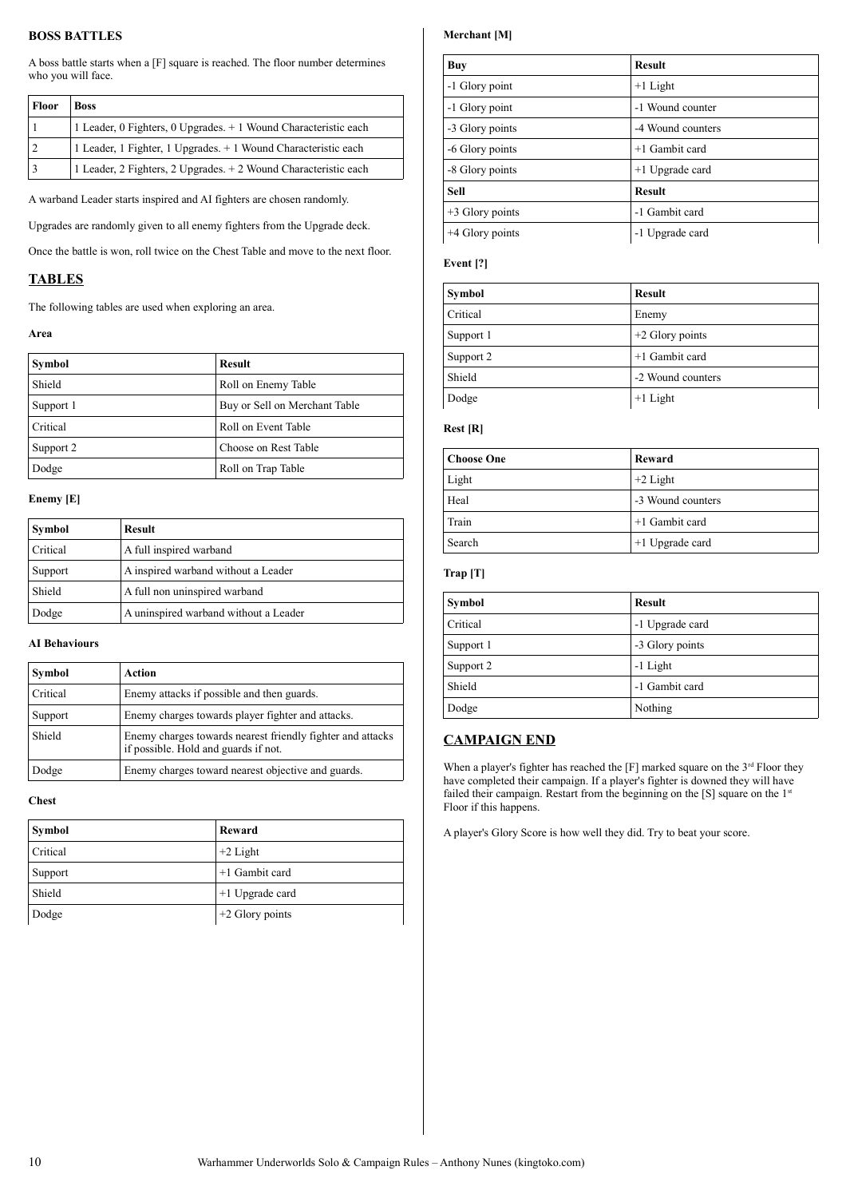**BOSS BATTLES**

A boss battle starts when a [F] square is reached. The floor number determines who you will face.

| Floor | Boss |
|---|---|
| 1 | 1 Leader, 0 Fighters, 0 Upgrades. + 1 Wound Characteristic each |
| 2 | 1 Leader, 1 Fighter, 1 Upgrades. + 1 Wound Characteristic each |
| 3 | 1 Leader, 2 Fighters, 2 Upgrades. + 2 Wound Characteristic each |

A warband Leader starts inspired and AI fighters are chosen randomly.

Upgrades are randomly given to all enemy fighters from the Upgrade deck.

Once the battle is won, roll twice on the Chest Table and move to the next floor.

## TABLES

The following tables are used when exploring an area.

**Area**

| Symbol | Result |
|---|---|
| Shield | Roll on Enemy Table |
| Support 1 | Buy or Sell on Merchant Table |
| Critical | Roll on Event Table |
| Support 2 | Choose on Rest Table |
| Dodge | Roll on Trap Table |

**Enemy [E]**

| Symbol | Result |
|---|---|
| Critical | A full inspired warband |
| Support | A inspired warband without a Leader |
| Shield | A full non uninspired warband |
| Dodge | A uninspired warband without a Leader |

**AI Behaviours**

| Symbol | Action |
|---|---|
| Critical | Enemy attacks if possible and then guards. |
| Support | Enemy charges towards player fighter and attacks. |
| Shield | Enemy charges towards nearest friendly fighter and attacks if possible. Hold and guards if not. |
| Dodge | Enemy charges toward nearest objective and guards. |

**Chest**

| Symbol | Reward |
|---|---|
| Critical | +2 Light |
| Support | +1 Gambit card |
| Shield | +1 Upgrade card |
| Dodge | +2 Glory points |

**Merchant [M]**

| Buy | Result |
|---|---|
| -1 Glory point | +1 Light |
| -1 Glory point | -1 Wound counter |
| -3 Glory points | -4 Wound counters |
| -6 Glory points | +1 Gambit card |
| -8 Glory points | +1 Upgrade card |
| **Sell** | **Result** |
| +3 Glory points | -1 Gambit card |
| +4 Glory points | -1 Upgrade card |

**Event [?]**

| Symbol | Result |
|---|---|
| Critical | Enemy |
| Support 1 | +2 Glory points |
| Support 2 | +1 Gambit card |
| Shield | -2 Wound counters |
| Dodge | +1 Light |

**Rest [R]**

| Choose One | Reward |
|---|---|
| Light | +2 Light |
| Heal | -3 Wound counters |
| Train | +1 Gambit card |
| Search | +1 Upgrade card |

**Trap [T]**

| Symbol | Result |
|---|---|
| Critical | -1 Upgrade card |
| Support 1 | -3 Glory points |
| Support 2 | -1 Light |
| Shield | -1 Gambit card |
| Dodge | Nothing |

## CAMPAIGN END

When a player's fighter has reached the [F] marked square on the 3rd Floor they have completed their campaign. If a player's fighter is downed they will have failed their campaign. Restart from the beginning on the [S] square on the 1st Floor if this happens.

A player's Glory Score is how well they did. Try to beat your score.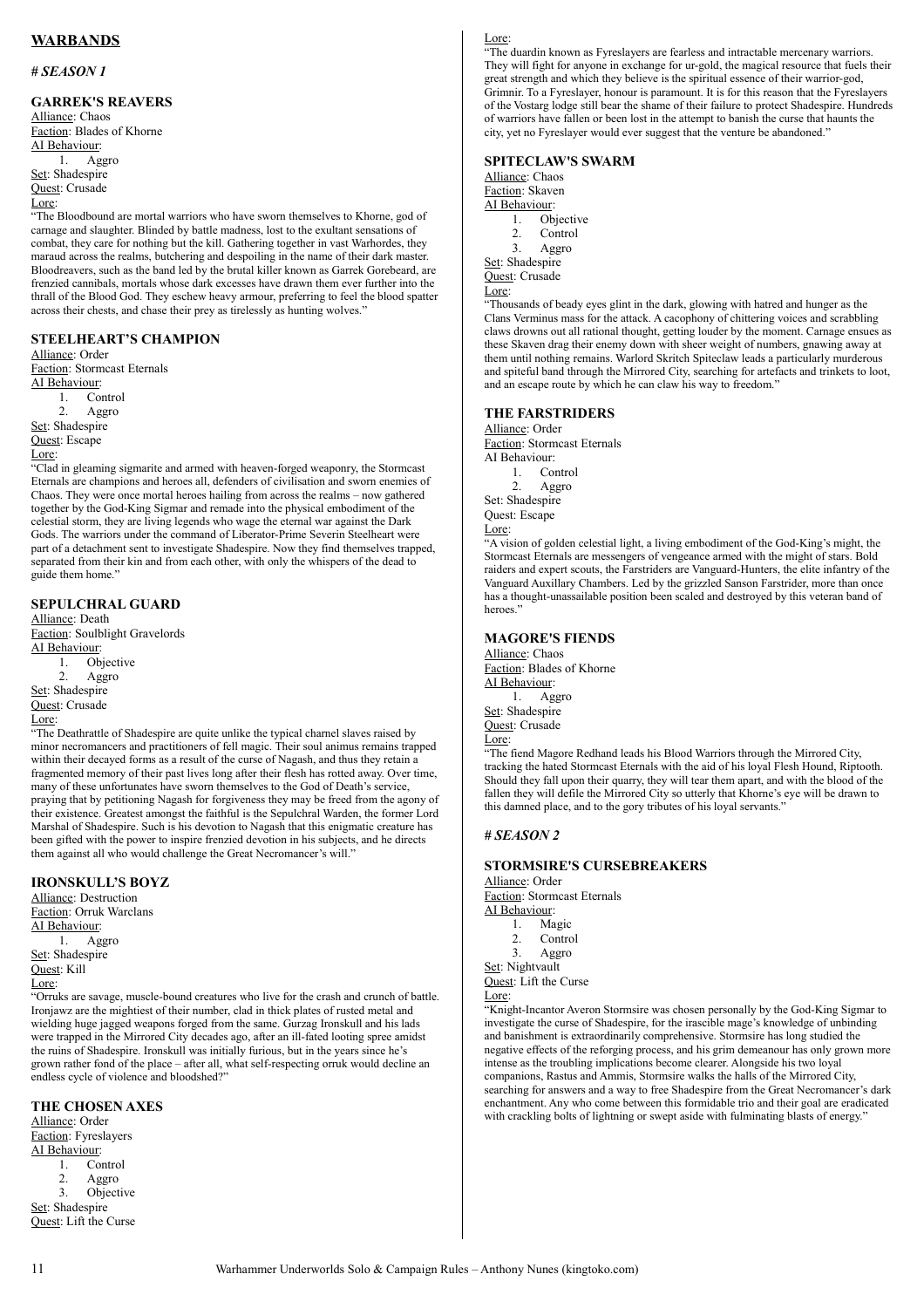## WARBANDS

### # *SEASON 1*

### GARREK'S REAVERS

Alliance: Chaos
Faction: Blades of Khorne
AI Behaviour:

1. Aggro

Set: Shadespire
Quest: Crusade
Lore:
"The Bloodbound are mortal warriors who have sworn themselves to Khorne, god of carnage and slaughter. Blinded by battle madness, lost to the exultant sensations of combat, they care for nothing but the kill. Gathering together in vast Warhordes, they maraud across the realms, butchering and despoiling in the name of their dark master. Bloodreavers, such as the band led by the brutal killer known as Garrek Gorebeard, are frenzied cannibals, mortals whose dark excesses have drawn them ever further into the thrall of the Blood God. They eschew heavy armour, preferring to feel the blood spatter across their chests, and chase their prey as tirelessly as hunting wolves."

### STEELHEART'S CHAMPION

Alliance: Order
Faction: Stormcast Eternals
AI Behaviour:

1. Control
2. Aggro

Set: Shadespire
Quest: Escape
Lore:
"Clad in gleaming sigmarite and armed with heaven-forged weaponry, the Stormcast Eternals are champions and heroes all, defenders of civilisation and sworn enemies of Chaos. They were once mortal heroes hailing from across the realms – now gathered together by the God-King Sigmar and remade into the physical embodiment of the celestial storm, they are living legends who wage the eternal war against the Dark Gods. The warriors under the command of Liberator-Prime Severin Steelheart were part of a detachment sent to investigate Shadespire. Now they find themselves trapped, separated from their kin and from each other, with only the whispers of the dead to guide them home."

### SEPULCHRAL GUARD

Alliance: Death
Faction: Soulblight Gravelords
AI Behaviour:

1. Objective
2. Aggro

Set: Shadespire
Quest: Crusade
Lore:
"The Deathrattle of Shadespire are quite unlike the typical charnel slaves raised by minor necromancers and practitioners of fell magic. Their soul animus remains trapped within their decayed forms as a result of the curse of Nagash, and thus they retain a fragmented memory of their past lives long after their flesh has rotted away. Over time, many of these unfortunates have sworn themselves to the God of Death's service, praying that by petitioning Nagash for forgiveness they may be freed from the agony of their existence. Greatest amongst the faithful is the Sepulchral Warden, the former Lord Marshal of Shadespire. Such is his devotion to Nagash that this enigmatic creature has been gifted with the power to inspire frenzied devotion in his subjects, and he directs them against all who would challenge the Great Necromancer's will."

### IRONSKULL'S BOYZ

Alliance: Destruction
Faction: Orruk Warclans
AI Behaviour:

1. Aggro

Set: Shadespire
Quest: Kill
Lore:
"Orruks are savage, muscle-bound creatures who live for the crash and crunch of battle. Ironjawz are the mightiest of their number, clad in thick plates of rusted metal and wielding huge jagged weapons forged from the same. Gurzag Ironskull and his lads were trapped in the Mirrored City decades ago, after an ill-fated looting spree amidst the ruins of Shadespire. Ironskull was initially furious, but in the years since he's grown rather fond of the place – after all, what self-respecting orruk would decline an endless cycle of violence and bloodshed?"

### THE CHOSEN AXES

Alliance: Order
Faction: Fyreslayers
AI Behaviour:

1. Control
2. Aggro
3. Objective

Set: Shadespire
Quest: Lift the Curse
Lore:
"The duardin known as Fyreslayers are fearless and intractable mercenary warriors. They will fight for anyone in exchange for ur-gold, the magical resource that fuels their great strength and which they believe is the spiritual essence of their warrior-god, Grimnir. To a Fyreslayer, honour is paramount. It is for this reason that the Fyreslayers of the Vostarg lodge still bear the shame of their failure to protect Shadespire. Hundreds of warriors have fallen or been lost in the attempt to banish the curse that haunts the city, yet no Fyreslayer would ever suggest that the venture be abandoned."

### SPITECLAW'S SWARM

Alliance: Chaos
Faction: Skaven
AI Behaviour:

1. Objective
2. Control
3. Aggro

Set: Shadespire
Quest: Crusade
Lore:
"Thousands of beady eyes glint in the dark, glowing with hatred and hunger as the Clans Verminus mass for the attack. A cacophony of chittering voices and scrabbling claws drowns out all rational thought, getting louder by the moment. Carnage ensues as these Skaven drag their enemy down with sheer weight of numbers, gnawing away at them until nothing remains. Warlord Skritch Spiteclaw leads a particularly murderous and spiteful band through the Mirrored City, searching for artefacts and trinkets to loot, and an escape route by which he can claw his way to freedom."

### THE FARSTRIDERS

Alliance: Order
Faction: Stormcast Eternals
AI Behaviour:

1. Control
2. Aggro

Set: Shadespire
Quest: Escape
Lore:
"A vision of golden celestial light, a living embodiment of the God-King's might, the Stormcast Eternals are messengers of vengeance armed with the might of stars. Bold raiders and expert scouts, the Farstriders are Vanguard-Hunters, the elite infantry of the Vanguard Auxillary Chambers. Led by the grizzled Sanson Farstrider, more than once has a thought-unassailable position been scaled and destroyed by this veteran band of heroes."

### MAGORE'S FIENDS

Alliance: Chaos
Faction: Blades of Khorne
AI Behaviour:

1. Aggro

Set: Shadespire
Quest: Crusade
Lore:
"The fiend Magore Redhand leads his Blood Warriors through the Mirrored City, tracking the hated Stormcast Eternals with the aid of his loyal Flesh Hound, Riptooth. Should they fall upon their quarry, they will tear them apart, and with the blood of the fallen they will defile the Mirrored City so utterly that Khorne's eye will be drawn to this damned place, and to the gory tributes of his loyal servants."

### # *SEASON 2*

### STORMSIRE'S CURSEBREAKERS

Alliance: Order
Faction: Stormcast Eternals
AI Behaviour:

1. Magic
2. Control
3. Aggro

Set: Nightvault
Quest: Lift the Curse
Lore:
"Knight-Incantor Averon Stormsire was chosen personally by the God-King Sigmar to investigate the curse of Shadespire, for the irascible mage's knowledge of unbinding and banishment is extraordinarily comprehensive. Stormsire has long studied the negative effects of the reforging process, and his grim demeanour has only grown more intense as the troubling implications become clearer. Alongside his two loyal companions, Rastus and Ammis, Stormsire walks the halls of the Mirrored City, searching for answers and a way to free Shadespire from the Great Necromancer's dark enchantment. Any who come between this formidable trio and their goal are eradicated with crackling bolts of lightning or swept aside with fulminating blasts of energy."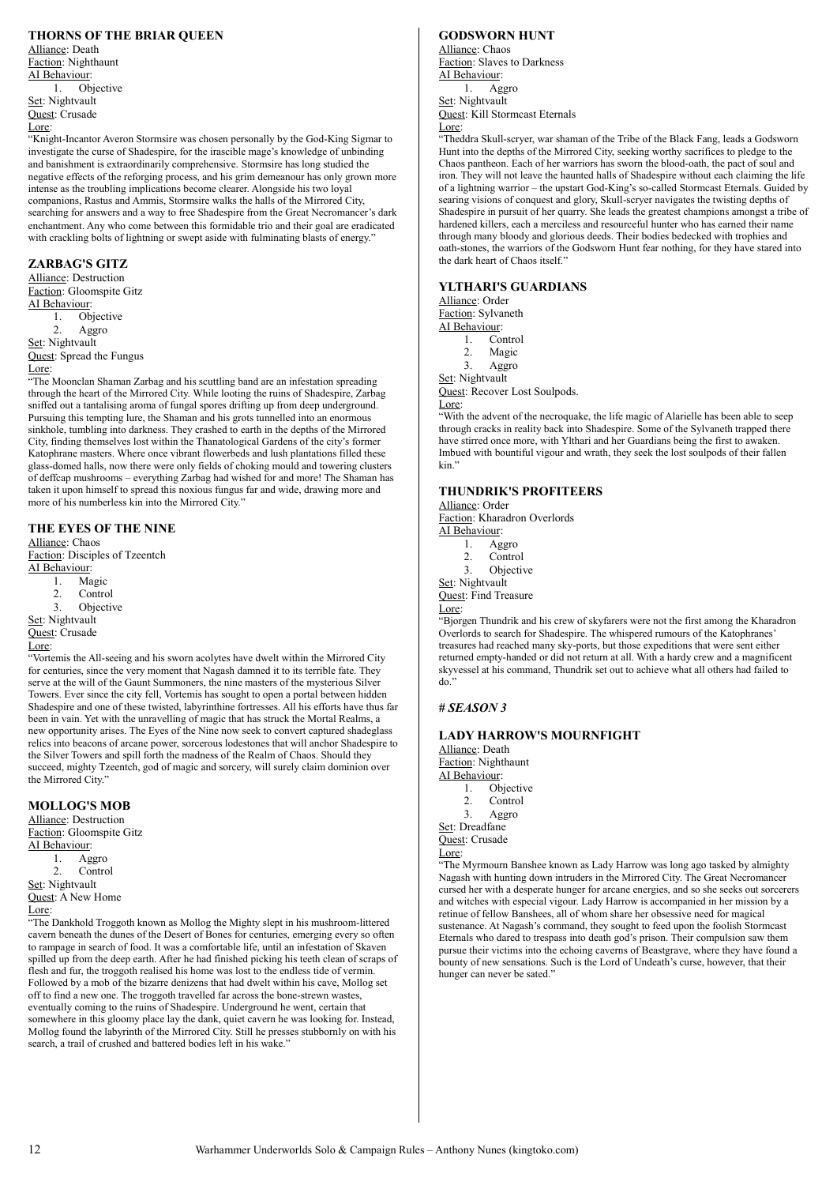### THORNS OF THE BRIAR QUEEN

Alliance: Death
Faction: Nighthaunt
AI Behaviour:

1. Objective

Set: Nightvault
Quest: Crusade
Lore:

"Knight-Incantor Averon Stormsire was chosen personally by the God-King Sigmar to investigate the curse of Shadespire, for the irascible mage's knowledge of unbinding and banishment is extraordinarily comprehensive. Stormsire has long studied the negative effects of the reforging process, and his grim demeanour has only grown more intense as the troubling implications become clearer. Alongside his two loyal companions, Rastus and Ammis, Stormsire walks the halls of the Mirrored City, searching for answers and a way to free Shadespire from the Great Necromancer's dark enchantment. Any who come between this formidable trio and their goal are eradicated with crackling bolts of lightning or swept aside with fulminating blasts of energy."

### ZARBAG'S GITZ

Alliance: Destruction
Faction: Gloomspite Gitz
AI Behaviour:

1. Objective
2. Aggro

Set: Nightvault
Quest: Spread the Fungus
Lore:

"The Moonclan Shaman Zarbag and his scuttling band are an infestation spreading through the heart of the Mirrored City. While looting the ruins of Shadespire, Zarbag sniffed out a tantalising aroma of fungal spores drifting up from deep underground. Pursuing this tempting lure, the Shaman and his grots tunnelled into an enormous sinkhole, tumbling into darkness. They crashed to earth in the depths of the Mirrored City, finding themselves lost within the Thanatological Gardens of the city's former Katophrane masters. Where once vibrant flowerbeds and lush plantations filled these glass-domed halls, now there were only fields of choking mould and towering clusters of deffcap mushrooms – everything Zarbag had wished for and more! The Shaman has taken it upon himself to spread this noxious fungus far and wide, drawing more and more of his numberless kin into the Mirrored City."

### THE EYES OF THE NINE

Alliance: Chaos
Faction: Disciples of Tzeentch
AI Behaviour:

1. Magic
2. Control
3. Objective

Set: Nightvault
Quest: Crusade
Lore:

"Vortemis the All-seeing and his sworn acolytes have dwelt within the Mirrored City for centuries, since the very moment that Nagash damned it to its terrible fate. They serve at the will of the Gaunt Summoners, the nine masters of the mysterious Silver Towers. Ever since the city fell, Vortemis has sought to open a portal between hidden Shadespire and one of these twisted, labyrinthine fortresses. All his efforts have thus far been in vain. Yet with the unravelling of magic that has struck the Mortal Realms, a new opportunity arises. The Eyes of the Nine now seek to convert captured shadeglass relics into beacons of arcane power, sorcerous lodestones that will anchor Shadespire to the Silver Towers and spill forth the madness of the Realm of Chaos. Should they succeed, mighty Tzeentch, god of magic and sorcery, will surely claim dominion over the Mirrored City."

### MOLLOG'S MOB

Alliance: Destruction
Faction: Gloomspite Gitz
AI Behaviour:

1. Aggro
2. Control

Set: Nightvault
Quest: A New Home
Lore:

"The Dankhold Troggoth known as Mollog the Mighty slept in his mushroom-littered cavern beneath the dunes of the Desert of Bones for centuries, emerging every so often to rampage in search of food. It was a comfortable life, until an infestation of Skaven spilled up from the deep earth. After he had finished picking his teeth clean of scraps of flesh and fur, the troggoth realised his home was lost to the endless tide of vermin. Followed by a mob of the bizarre denizens that had dwelt within his cave, Mollog set off to find a new one. The troggoth travelled far across the bone-strewn wastes, eventually coming to the ruins of Shadespire. Underground he went, certain that somewhere in this gloomy place lay the dank, quiet cavern he was looking for. Instead, Mollog found the labyrinth of the Mirrored City. Still he presses stubbornly on with his search, a trail of crushed and battered bodies left in his wake."

### GODSWORN HUNT

Alliance: Chaos
Faction: Slaves to Darkness
AI Behaviour:

1. Aggro

Set: Nightvault
Quest: Kill Stormcast Eternals
Lore:

"Theddra Skull-scryer, war shaman of the Tribe of the Black Fang, leads a Godsworn Hunt into the depths of the Mirrored City, seeking worthy sacrifices to pledge to the Chaos pantheon. Each of her warriors has sworn the blood-oath, the pact of soul and iron. They will not leave the haunted halls of Shadespire without each claiming the life of a lightning warrior – the upstart God-King's so-called Stormcast Eternals. Guided by searing visions of conquest and glory, Skull-scryer navigates the twisting depths of Shadespire in pursuit of her quarry. She leads the greatest champions amongst a tribe of hardened killers, each a merciless and resourceful hunter who has earned their name through many bloody and glorious deeds. Their bodies bedecked with trophies and oath-stones, the warriors of the Godsworn Hunt fear nothing, for they have stared into the dark heart of Chaos itself."

### YLTHARI'S GUARDIANS

Alliance: Order
Faction: Sylvaneth
AI Behaviour:

1. Control
2. Magic
3. Aggro

Set: Nightvault
Quest: Recover Lost Soulpods.
Lore:

"With the advent of the necroquake, the life magic of Alarielle has been able to seep through cracks in reality back into Shadespire. Some of the Sylvaneth trapped there have stirred once more, with Ylthari and her Guardians being the first to awaken. Imbued with bountiful vigour and wrath, they seek the lost soulpods of their fallen kin."

### THUNDRIK'S PROFITEERS

Alliance: Order
Faction: Kharadron Overlords
AI Behaviour:

1. Aggro
2. Control
3. Objective

Set: Nightvault
Quest: Find Treasure
Lore:

"Bjorgen Thundrik and his crew of skyfarers were not the first among the Kharadron Overlords to search for Shadespire. The whispered rumours of the Katophranes' treasures had reached many sky-ports, but those expeditions that were sent either returned empty-handed or did not return at all. With a hardy crew and a magnificent skyvessel at his command, Thundrik set out to achieve what all others had failed to do."

## *# SEASON 3*

### LADY HARROW'S MOURNFIGHT

Alliance: Death
Faction: Nighthaunt
AI Behaviour:

1. Objective
2. Control
3. Aggro

Set: Dreadfane
Quest: Crusade
Lore:

"The Myrmourn Banshee known as Lady Harrow was long ago tasked by almighty Nagash with hunting down intruders in the Mirrored City. The Great Necromancer cursed her with a desperate hunger for arcane energies, and so she seeks out sorcerers and witches with especial vigour. Lady Harrow is accompanied in her mission by a retinue of fellow Banshees, all of whom share her obsessive need for magical sustenance. At Nagash's command, they sought to feed upon the foolish Stormcast Eternals who dared to trespass into death god's prison. Their compulsion saw them pursue their victims into the echoing caverns of Beastgrave, where they have found a bounty of new sensations. Such is the Lord of Undeath's curse, however, that their hunger can never be sated."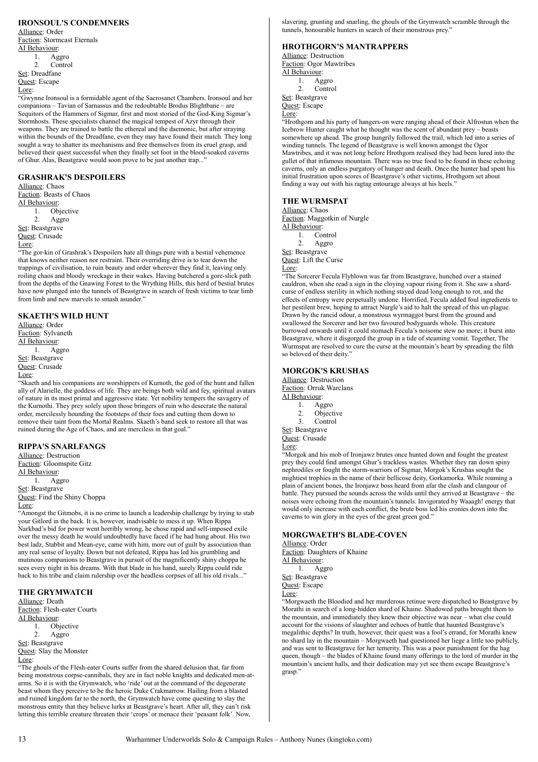## IRONSOUL'S CONDEMNERS

Alliance: Order
Faction: Stormcast Eternals
AI Behaviour:

1. Aggro
2. Control

Set: Dreadfane
Quest: Escape
Lore:

"Gwynne Ironsoul is a formidable agent of the Sacrosanct Chambers. Ironsoul and her companions – Tavian of Sarnassus and the redoubtable Brodus Blightbane – are Sequitors of the Hammers of Sigmar, first and most storied of the God-King Sigmar's Stormhosts. These specialists channel the magical tempest of Azyr through their weapons. They are trained to battle the ethereal and the daemonic, but after straying within the bounds of the Dreadfane, even they may have found their match. They long sought a way to shatter its mechanisms and free themselves from its cruel grasp, and believed their quest successful when they finally set foot in the blood-soaked caverns of Ghur. Alas, Beastgrave would soon prove to be just another trap..."

## GRASHRAK'S DESPOILERS

Alliance: Chaos
Faction: Beasts of Chaos
AI Behaviour:

1. Objective
2. Aggro

Set: Beastgrave
Quest: Crusade
Lore:

"The gor-kin of Grashrak's Despoilers hate all things pure with a bestial vehemence that knows neither reason nor restraint. Their overriding drive is to tear down the trappings of civilisation, to ruin beauty and order wherever they find it, leaving only roiling chaos and bloody wreckage in their wakes. Having butchered a gore-slick path from the depths of the Gnawing Forest to the Wrything Hills, this herd of bestial brutes have now plunged into the tunnels of Beastgrave in search of fresh victims to tear limb from limb and new marvels to smash asunder."

## SKAETH'S WILD HUNT

Alliance: Order
Faction: Sylvaneth
AI Behaviour:

1. Aggro

Set: Beastgrave
Quest: Crusade
Lore:

"Skaeth and his companions are worshippers of Kurnoth, the god of the hunt and fallen ally of Alarielle, the goddess of life. They are beings both wild and fey, spiritual avatars of nature in its most primal and aggressive state. Yet nobility tempers the savagery of the Kurnothi. They prey solely upon those bringers of ruin who desecrate the natural order, mercilessly hounding the footsteps of their foes and cutting them down to remove their taint from the Mortal Realms. Skaeth's band seek to restore all that was ruined during the Age of Chaos, and are merciless in that goal."

## RIPPA'S SNARLFANGS

Alliance: Destruction
Faction: Gloomspite Gitz
AI Behaviour:

1. Aggro

Set: Beastgrave
Quest: Find the Shiny Choppa
Lore:

"Amongst the Gitmobs, it is no crime to launch a leadership challenge by trying to stab your Gitlord in the back. It is, however, inadvisable to mess it up. When Rippa Narkbad's bid for power went horribly wrong, he chose rapid and self-imposed exile over the messy death he would undoubtedly have faced if he had hung about. His two best ladz, Stabbit and Mean-eye, came with him, more out of guilt by association than any real sense of loyalty. Down but not defeated, Rippa has led his grumbling and mutinous companions to Beastgrave in pursuit of the magnificently shiny choppa he sees every night in his dreams. With that blade in his hand, surely Rippa could ride back to his tribe and claim rulership over the headless corpses of all his old rivals..."

## THE GRYMWATCH

Alliance: Death
Faction: Flesh-eater Courts
AI Behaviour:

1. Objective
2. Aggro

Set: Beastgrave
Quest: Slay the Monster
Lore:

"The ghouls of the Flesh-eater Courts suffer from the shared delusion that, far from being monstrous corpse-cannibals, they are in fact noble knights and dedicated men-at-arms. So it is with the Grymwatch, who 'ride' out at the command of the degenerate beast whom they perceive to be the heroic Duke Crakmarrow. Hailing from a blasted and ruined kingdom far to the north, the Grymwatch have come questing to slay the monstrous entity that they believe lurks at Beastgrave's heart. After all, they can't risk letting this terrible creature threaten their 'crops' or menace their 'peasant folk'. Now, slavering, grunting and snarling, the ghouls of the Grymwatch scramble through the tunnels, honourable hunters in search of their monstrous prey."

## HROTHGORN'S MANTRAPPERS

Alliance: Destruction
Faction: Ogor Mawtribes
AI Behaviour:

1. Aggro
2. Control

Set: Beastgrave
Quest: Escape
Lore:

"Hrothgorn and his party of hangers-on were ranging ahead of their Alfrostun when the Icebrow Hunter caught what he thought was the scent of abundant prey – beasts somewhere up ahead. The group hungrily followed the trail, which led into a series of winding tunnels. The legend of Beastgrave is well known amongst the Ogor Mawtribes, and it was not long before Hrothgorn realised they had been lured into the gullet of that infamous mountain. There was no true food to be found in these echoing caverns, only an endless purgatory of hunger and death. Once the hunter had spent his initial frustration upon scores of Beastgrave's other victims, Hrothgorn set about finding a way out with his ragtag entourage always at his heels."

## THE WURMSPAT

Alliance: Chaos
Faction: Maggotkin of Nurgle
AI Behaviour:

1. Control
2. Aggro

Set: Beastgrave
Quest: Lift the Curse
Lore:

"The Sorcerer Fecula Flyblown was far from Beastgrave, hunched over a stained cauldron, when she read a sign in the cloying vapour rising from it. She saw a shard-curse of endless sterility in which nothing stayed dead long enough to rot, and the effects of entropy were perpetually undone. Horrified, Fecula added foul ingredients to her pestilent brew, hoping to attract Nurgle's aid to halt the spread of this un-plague. Drawn by the rancid odour, a monstrous wyrmaggot burst from the ground and swallowed the Sorcerer and her two favoured bodyguards whole. This creature burrowed onwards until it could stomach Fecula's noisome stew no more; it burst into Beastgrave, where it disgorged the group in a tide of steaming vomit. Together, The Wurmspat are resolved to cure the curse at the mountain's heart by spreading the filth so beloved of their deity."

## MORGOK'S KRUSHAS

Alliance: Destruction
Faction: Orruk Warclans
AI Behaviour:

1. Aggro
2. Objective
3. Control

Set: Beastgrave
Quest: Crusade
Lore:

"Morgok and his mob of Ironjawz brutes once hunted down and fought the greatest prey they could find amongst Ghur's trackless wastes. Whether they ran down spiny nephrodiles or fought the storm-warriors of Sigmar, Morgok's Krushas sought the mightiest trophies in the name of their bellicose deity, Gorkamorka. While roaming a plain of ancient bones, the Ironjawz boss heard from afar the clash and clangour of battle. They pursued the sounds across the wilds until they arrived at Beastgrave – the noises were echoing from the mountain's tunnels. Invigorated by Waaagh! energy that would only increase with each conflict, the brute boss led his cronies down into the caverns to win glory in the eyes of the great green god."

## MORGWAETH'S BLADE-COVEN

Alliance: Order
Faction: Daughters of Khaine
AI Behaviour:

1. Aggro

Set: Beastgrave
Quest: Escape
Lore:

"Morgwaeth the Bloodied and her murderous retinue were dispatched to Beastgrave by Morathi in search of a long-hidden shard of Khaine. Shadowed paths brought them to the mountain, and immediately they knew their objective was near – what else could account for the visions of slaughter and echoes of battle that haunted Beastgrave's megalithic depths? In truth, however, their quest was a fool's errand, for Morathi knew no shard lay in the mountain – Morgwaeth had questioned her liege a little too publicly, and was sent to Beastgrave for her temerity. This was a poor punishment for the hag queen, though – the blades of Khaine found many offerings to the lord of murder in the mountain's ancient halls, and their dedication may yet see them escape Beastgrave's grasp."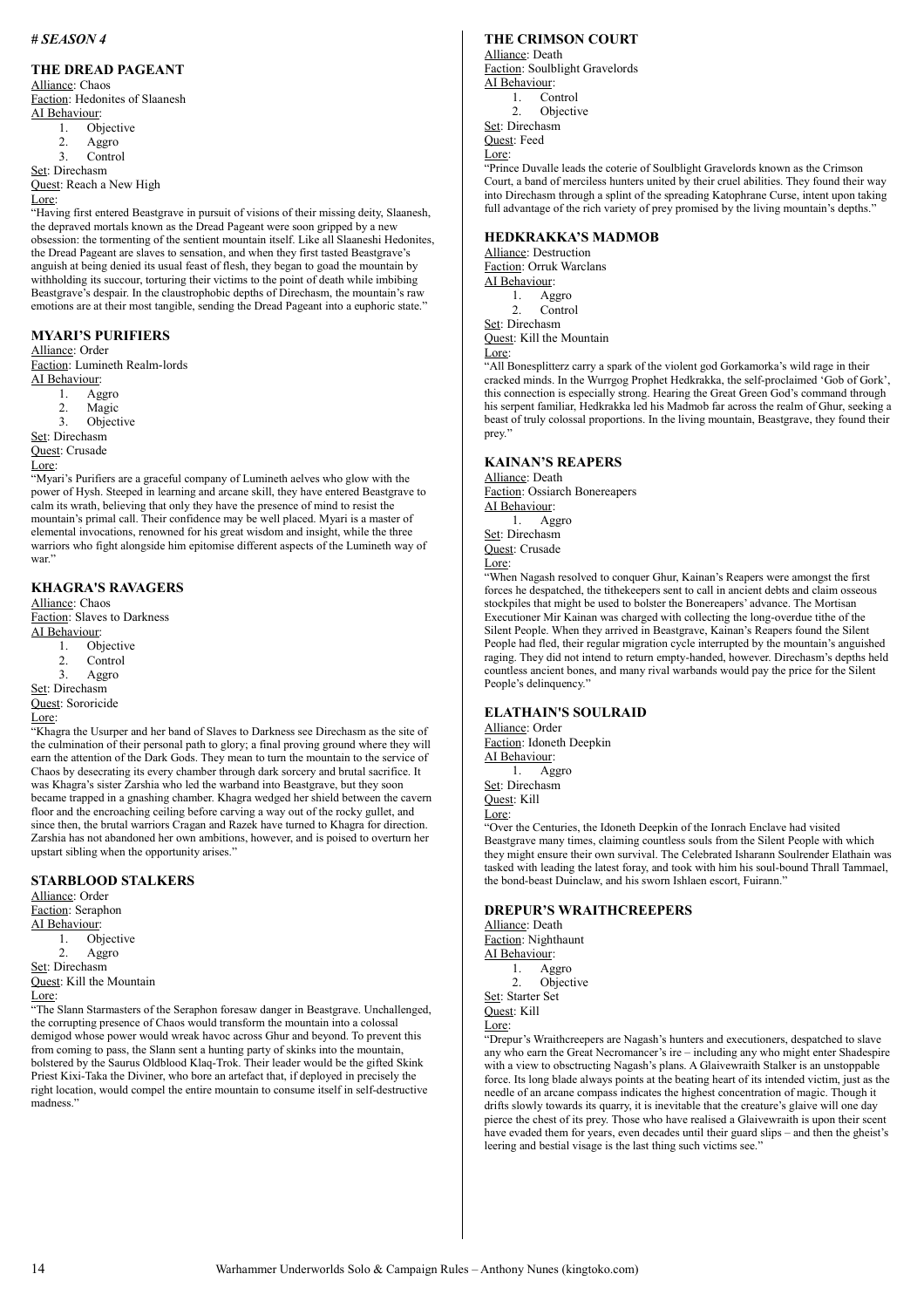# *SEASON 4*

### THE DREAD PAGEANT

Alliance: Chaos
Faction: Hedonites of Slaanesh
AI Behaviour:

1. Objective
2. Aggro
3. Control

Set: Direchasm
Quest: Reach a New High
Lore:
"Having first entered Beastgrave in pursuit of visions of their missing deity, Slaanesh, the depraved mortals known as the Dread Pageant were soon gripped by a new obsession: the tormenting of the sentient mountain itself. Like all Slaaneshi Hedonites, the Dread Pageant are slaves to sensation, and when they first tasted Beastgrave's anguish at being denied its usual feast of flesh, they began to goad the mountain by withholding its succour, torturing their victims to the point of death while imbibing Beastgrave's despair. In the claustrophobic depths of Direchasm, the mountain's raw emotions are at their most tangible, sending the Dread Pageant into a euphoric state."

### MYARI'S PURIFIERS

Alliance: Order
Faction: Lumineth Realm-lords
AI Behaviour:

1. Aggro
2. Magic
3. Objective

Set: Direchasm
Quest: Crusade
Lore:
"Myari's Purifiers are a graceful company of Lumineth aelves who glow with the power of Hysh. Steeped in learning and arcane skill, they have entered Beastgrave to calm its wrath, believing that only they have the presence of mind to resist the mountain's primal call. Their confidence may be well placed. Myari is a master of elemental invocations, renowned for his great wisdom and insight, while the three warriors who fight alongside him epitomise different aspects of the Lumineth way of war."

### KHAGRA'S RAVAGERS

Alliance: Chaos
Faction: Slaves to Darkness
AI Behaviour:

1. Objective
2. Control
3. Aggro

Set: Direchasm
Quest: Sororicide
Lore:
"Khagra the Usurper and her band of Slaves to Darkness see Direchasm as the site of the culmination of their personal path to glory; a final proving ground where they will earn the attention of the Dark Gods. They mean to turn the mountain to the service of Chaos by desecrating its every chamber through dark sorcery and brutal sacrifice. It was Khagra's sister Zarshia who led the warband into Beastgrave, but they soon became trapped in a gnashing chamber. Khagra wedged her shield between the cavern floor and the encroaching ceiling before carving a way out of the rocky gullet, and since then, the brutal warriors Cragan and Razek have turned to Khagra for direction. Zarshia has not abandoned her own ambitions, however, and is poised to overturn her upstart sibling when the opportunity arises."

### STARBLOOD STALKERS

Alliance: Order
Faction: Seraphon
AI Behaviour:

1. Objective
2. Aggro

Set: Direchasm
Quest: Kill the Mountain
Lore:
"The Slann Starmasters of the Seraphon foresaw danger in Beastgrave. Unchallenged, the corrupting presence of Chaos would transform the mountain into a colossal demigod whose power would wreak havoc across Ghur and beyond. To prevent this from coming to pass, the Slann sent a hunting party of skinks into the mountain, bolstered by the Saurus Oldblood Klaq-Trok. Their leader would be the gifted Skink Priest Kixi-Taka the Diviner, who bore an artefact that, if deployed in precisely the right location, would compel the entire mountain to consume itself in self-destructive madness."

### THE CRIMSON COURT

Alliance: Death
Faction: Soulblight Gravelords
AI Behaviour:

1. Control
2. Objective

Set: Direchasm
Quest: Feed
Lore:
"Prince Duvalle leads the coterie of Soulblight Gravelords known as the Crimson Court, a band of merciless hunters united by their cruel abilities. They found their way into Direchasm through a splint of the spreading Katophrane Curse, intent upon taking full advantage of the rich variety of prey promised by the living mountain's depths."

### HEDKRAKKA'S MADMOB

Alliance: Destruction
Faction: Orruk Warclans
AI Behaviour:

1. Aggro
2. Control

Set: Direchasm
Quest: Kill the Mountain
Lore:
"All Bonesplitterz carry a spark of the violent god Gorkamorka's wild rage in their cracked minds. In the Wurrgog Prophet Hedkrakka, the self-proclaimed 'Gob of Gork', this connection is especially strong. Hearing the Great Green God's command through his serpent familiar, Hedkrakka led his Madmob far across the realm of Ghur, seeking a beast of truly colossal proportions. In the living mountain, Beastgrave, they found their prey."

### KAINAN'S REAPERS

Alliance: Death
Faction: Ossiarch Bonereapers
AI Behaviour:

1. Aggro

Set: Direchasm
Quest: Crusade
Lore:
"When Nagash resolved to conquer Ghur, Kainan's Reapers were amongst the first forces he despatched, the tithekeepers sent to call in ancient debts and claim osseous stockpiles that might be used to bolster the Bonereapers' advance. The Mortisan Executioner Mir Kainan was charged with collecting the long-overdue tithe of the Silent People. When they arrived in Beastgrave, Kainan's Reapers found the Silent People had fled, their regular migration cycle interrupted by the mountain's anguished raging. They did not intend to return empty-handed, however. Direchasm's depths held countless ancient bones, and many rival warbands would pay the price for the Silent People's delinquency."

### ELATHAIN'S SOULRAID

Alliance: Order
Faction: Idoneth Deepkin
AI Behaviour:

1. Aggro

Set: Direchasm
Quest: Kill
Lore:
"Over the Centuries, the Idoneth Deepkin of the Ionrach Enclave had visited Beastgrave many times, claiming countless souls from the Silent People with which they might ensure their own survival. The Celebrated Isharann Soulrender Elathain was tasked with leading the latest foray, and took with him his soul-bound Thrall Tammael, the bond-beast Duinclaw, and his sworn Ishlaen escort, Fuirann."

### DREPUR'S WRAITHCREEPERS

Alliance: Death
Faction: Nighthaunt
AI Behaviour:

1. Aggro
2. Objective

Set: Starter Set
Quest: Kill
Lore:
"Drepur's Wraithcreepers are Nagash's hunters and executioners, despatched to slave any who earn the Great Necromancer's ire – including any who might enter Shadespire with a view to obstructing Nagash's plans. A Glaivewraith Stalker is an unstoppable force. Its long blade always points at the beating heart of its intended victim, just as the needle of an arcane compass indicates the highest concentration of magic. Though it drifts slowly towards its quarry, it is inevitable that the creature's glaive will one day pierce the chest of its prey. Those who have realised a Glaivewraith is upon their scent have evaded them for years, even decades until their guard slips – and then the gheist's leering and bestial visage is the last thing such victims see."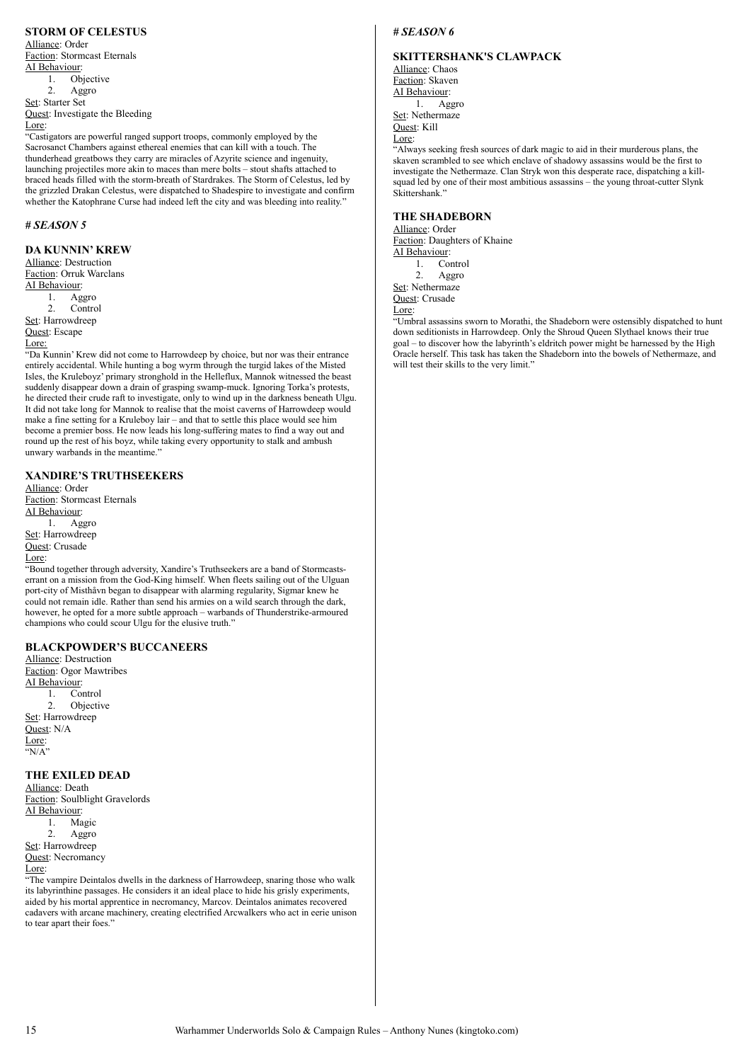### STORM OF CELESTUS

Alliance: Order
Faction: Stormcast Eternals
AI Behaviour:
1. Objective
2. Aggro

Set: Starter Set
Quest: Investigate the Bleeding
Lore:
"Castigators are powerful ranged support troops, commonly employed by the Sacrosanct Chambers against ethereal enemies that can kill with a touch. The thunderhead greatbows they carry are miracles of Azyrite science and ingenuity, launching projectiles more akin to maces than mere bolts – stout shafts attached to braced heads filled with the storm-breath of Stardrakes. The Storm of Celestus, led by the grizzled Drakan Celestus, were dispatched to Shadespire to investigate and confirm whether the Katophrane Curse had indeed left the city and was bleeding into reality."

## # *SEASON 5*

### DA KUNNIN' KREW

Alliance: Destruction
Faction: Orruk Warclans
AI Behaviour:
1. Aggro
2. Control

Set: Harrowdreep
Quest: Escape
Lore:
"Da Kunnin' Krew did not come to Harrowdeep by choice, but nor was their entrance entirely accidental. While hunting a bog wyrm through the turgid lakes of the Misted Isles, the Kruleboyz' primary stronghold in the Helleflux, Mannok witnessed the beast suddenly disappear down a drain of grasping swamp-muck. Ignoring Torka's protests, he directed their crude raft to investigate, only to wind up in the darkness beneath Ulgu. It did not take long for Mannok to realise that the moist caverns of Harrowdeep would make a fine setting for a Kruleboy lair – and that to settle this place would see him become a premier boss. He now leads his long-suffering mates to find a way out and round up the rest of his boyz, while taking every opportunity to stalk and ambush unwary warbands in the meantime."

### XANDIRE'S TRUTHSEEKERS

Alliance: Order
Faction: Stormcast Eternals
AI Behaviour:
1. Aggro

Set: Harrowdreep
Quest: Crusade
Lore:
"Bound together through adversity, Xandire's Truthseekers are a band of Stormcasts-errant on a mission from the God-King himself. When fleets sailing out of the Ulguan port-city of Misthåvn began to disappear with alarming regularity, Sigmar knew he could not remain idle. Rather than send his armies on a wild search through the dark, however, he opted for a more subtle approach – warbands of Thunderstrike-armoured champions who could scour Ulgu for the elusive truth."

### BLACKPOWDER'S BUCCANEERS

Alliance: Destruction
Faction: Ogor Mawtribes
AI Behaviour:
1. Control
2. Objective

Set: Harrowdreep
Quest: N/A
Lore:
"N/A"

### THE EXILED DEAD

Alliance: Death
Faction: Soulblight Gravelords
AI Behaviour:
1. Magic
2. Aggro

Set: Harrowdreep
Quest: Necromancy
Lore:
"The vampire Deintalos dwells in the darkness of Harrowdeep, snaring those who walk its labyrinthine passages. He considers it an ideal place to hide his grisly experiments, aided by his mortal apprentice in necromancy, Marcov. Deintalos animates recovered cadavers with arcane machinery, creating electrified Arcwalkers who act in eerie unison to tear apart their foes."

## # *SEASON 6*

### SKITTERSHANK'S CLAWPACK

Alliance: Chaos
Faction: Skaven
AI Behaviour:
1. Aggro

Set: Nethermaze
Quest: Kill
Lore:
"Always seeking fresh sources of dark magic to aid in their murderous plans, the skaven scrambled to see which enclave of shadowy assassins would be the first to investigate the Nethermaze. Clan Stryk won this desperate race, dispatching a kill-squad led by one of their most ambitious assassins – the young throat-cutter Slynk Skittershank."

### THE SHADEBORN

Alliance: Order
Faction: Daughters of Khaine
AI Behaviour:
1. Control
2. Aggro

Set: Nethermaze
Quest: Crusade
Lore:
"Umbral assassins sworn to Morathi, the Shadeborn were ostensibly dispatched to hunt down seditionists in Harrowdeep. Only the Shroud Queen Slythael knows their true goal – to discover how the labyrinth's eldritch power might be harnessed by the High Oracle herself. This task has taken the Shadeborn into the bowels of Nethermaze, and will test their skills to the very limit."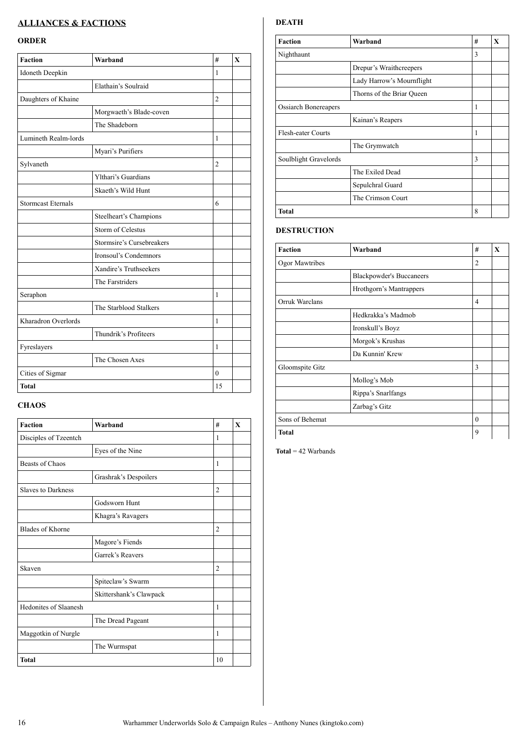## ALLIANCES & FACTIONS

### ORDER

| Faction | Warband | # | X |
|---|---|---|---|
| Idoneth Deepkin | | 1 | |
| | Elathain's Soulraid | | |
| Daughters of Khaine | | 2 | |
| | Morgwaeth's Blade-coven | | |
| | The Shadeborn | | |
| Lumineth Realm-lords | | 1 | |
| | Myari's Purifiers | | |
| Sylvaneth | | 2 | |
| | Ylthari's Guardians | | |
| | Skaeth's Wild Hunt | | |
| Stormcast Eternals | | 6 | |
| | Steelheart's Champions | | |
| | Storm of Celestus | | |
| | Stormsire's Cursebreakers | | |
| | Ironsoul's Condemnors | | |
| | Xandire's Truthseekers | | |
| | The Farstriders | | |
| Seraphon | | 1 | |
| | The Starblood Stalkers | | |
| Kharadron Overlords | | 1 | |
| | Thundrik's Profiteers | | |
| Fyreslayers | | 1 | |
| | The Chosen Axes | | |
| Cities of Sigmar | | 0 | |
| **Total** | | 15 | |

### CHAOS

| Faction | Warband | # | X |
|---|---|---|---|
| Disciples of Tzeentch | | 1 | |
| | Eyes of the Nine | | |
| Beasts of Chaos | | 1 | |
| | Grashrak's Despoilers | | |
| Slaves to Darkness | | 2 | |
| | Godsworn Hunt | | |
| | Khagra's Ravagers | | |
| Blades of Khorne | | 2 | |
| | Magore's Fiends | | |
| | Garrek's Reavers | | |
| Skaven | | 2 | |
| | Spiteclaw's Swarm | | |
| | Skittershank's Clawpack | | |
| Hedonites of Slaanesh | | 1 | |
| | The Dread Pageant | | |
| Maggotkin of Nurgle | | 1 | |
| | The Wurmspat | | |
| **Total** | | 10 | |

### DEATH

| Faction | Warband | # | X |
|---|---|---|---|
| Nighthaunt | | 3 | |
| | Drepur's Wraithcreepers | | |
| | Lady Harrow's Mournflight | | |
| | Thorns of the Briar Queen | | |
| Ossiarch Bonereapers | | 1 | |
| | Kainan's Reapers | | |
| Flesh-eater Courts | | 1 | |
| | The Grymwatch | | |
| Soulblight Gravelords | | 3 | |
| | The Exiled Dead | | |
| | Sepulchral Guard | | |
| | The Crimson Court | | |
| **Total** | | 8 | |

### DESTRUCTION

| Faction | Warband | # | X |
|---|---|---|---|
| Ogor Mawtribes | | 2 | |
| | Blackpowder's Buccaneers | | |
| | Hrothgorn's Mantrappers | | |
| Orruk Warclans | | 4 | |
| | Hedkrakka's Madmob | | |
| | Ironskull's Boyz | | |
| | Morgok's Krushas | | |
| | Da Kunnin' Krew | | |
| Gloomspite Gitz | | 3 | |
| | Mollog's Mob | | |
| | Rippa's Snarlfangs | | |
| | Zarbag's Gitz | | |
| Sons of Behemat | | 0 | |
| **Total** | | 9 | |

**Total** = 42 Warbands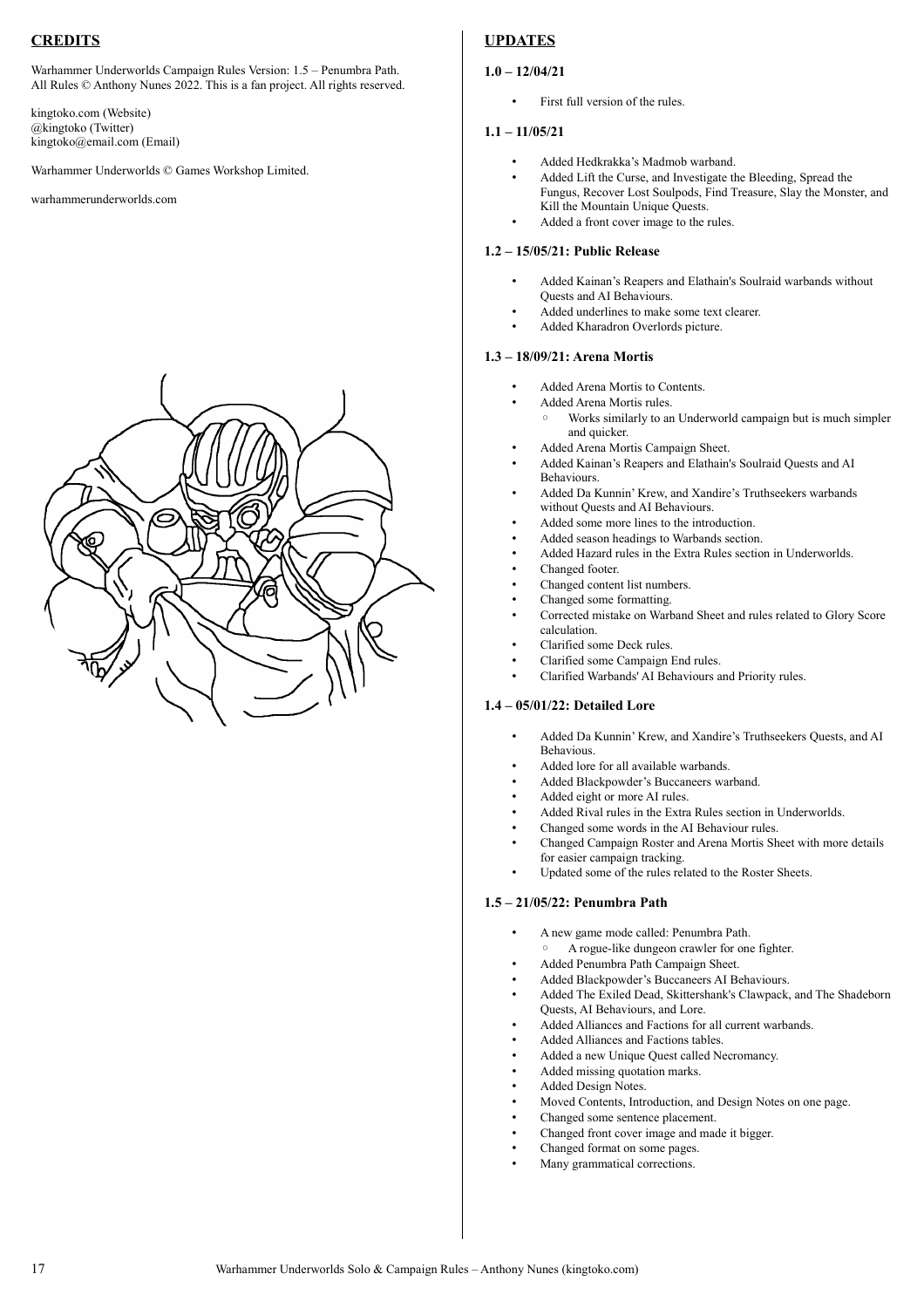## CREDITS

Warhammer Underworlds Campaign Rules Version: 1.5 – Penumbra Path.
All Rules © Anthony Nunes 2022. This is a fan project. All rights reserved.

kingtoko.com (Website)
@kingtoko (Twitter)
kingtoko@email.com (Email)

Warhammer Underworlds © Games Workshop Limited.

warhammerunderworlds.com

## UPDATES

### 1.0 – 12/04/21

- First full version of the rules.

### 1.1 – 11/05/21

- Added Hedkrakka's Madmob warband.
- Added Lift the Curse, and Investigate the Bleeding, Spread the Fungus, Recover Lost Soulpods, Find Treasure, Slay the Monster, and Kill the Mountain Unique Quests.
- Added a front cover image to the rules.

### 1.2 – 15/05/21: Public Release

- Added Kainan's Reapers and Elathain's Soulraid warbands without Quests and AI Behaviours.
- Added underlines to make some text clearer.
- Added Kharadron Overlords picture.

### 1.3 – 18/09/21: Arena Mortis

- Added Arena Mortis to Contents.
- Added Arena Mortis rules.
  - Works similarly to an Underworld campaign but is much simpler and quicker.
- Added Arena Mortis Campaign Sheet.
- Added Kainan's Reapers and Elathain's Soulraid Quests and AI Behaviours.
- Added Da Kunnin' Krew, and Xandire's Truthseekers warbands without Quests and AI Behaviours.
- Added some more lines to the introduction.
- Added season headings to Warbands section.
- Added Hazard rules in the Extra Rules section in Underworlds.
- Changed footer.
- Changed content list numbers.
- Changed some formatting.
- Corrected mistake on Warband Sheet and rules related to Glory Score calculation.
- Clarified some Deck rules.
- Clarified some Campaign End rules.
- Clarified Warbands' AI Behaviours and Priority rules.

### 1.4 – 05/01/22: Detailed Lore

- Added Da Kunnin' Krew, and Xandire's Truthseekers Quests, and AI Behavious.
- Added lore for all available warbands.
- Added Blackpowder's Buccaneers warband.
- Added eight or more AI rules.
- Added Rival rules in the Extra Rules section in Underworlds.
- Changed some words in the AI Behaviour rules.
- Changed Campaign Roster and Arena Mortis Sheet with more details for easier campaign tracking.
- Updated some of the rules related to the Roster Sheets.

### 1.5 – 21/05/22: Penumbra Path

- A new game mode called: Penumbra Path.
  - A rogue-like dungeon crawler for one fighter.
- Added Penumbra Path Campaign Sheet.
- Added Blackpowder's Buccaneers AI Behaviours.
- Added The Exiled Dead, Skittershank's Clawpack, and The Shadeborn Quests, AI Behaviours, and Lore.
- Added Alliances and Factions for all current warbands.
- Added Alliances and Factions tables.
- Added a new Unique Quest called Necromancy.
- Added missing quotation marks.
- Added Design Notes.
- Moved Contents, Introduction, and Design Notes on one page.
- Changed some sentence placement.
- Changed front cover image and made it bigger.
- Changed format on some pages.
- Many grammatical corrections.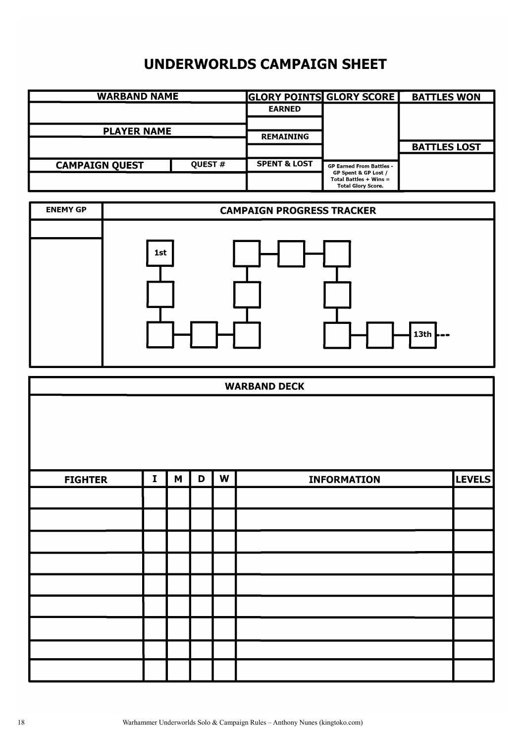# UNDERWORLDS CAMPAIGN SHEET

| WARBAND NAME | | GLORY POINTS | GLORY SCORE | BATTLES WON |
|---|---|---|---|---|
| | | EARNED | | |
| PLAYER NAME | | | | |
| | | REMAINING | | BATTLES LOST |
| | | | | |
| CAMPAIGN QUEST | QUEST # | SPENT & LOST | GP Earned From Battles - GP Spent & GP Lost / Total Battles + Wins = Total Glory Score. | |
| | | | | |

| ENEMY GP | CAMPAIGN PROGRESS TRACKER |
|---|---|
| | 1st … 13th --- |

| WARBAND DECK | | | | | | |
|---|---|---|---|---|---|---|
| | | | | | | |
| **FIGHTER** | **I** | **M** | **D** | **W** | **INFORMATION** | **LEVELS** |
| | | | | | | |
| | | | | | | |
| | | | | | | |
| | | | | | | |
| | | | | | | |
| | | | | | | |
| | | | | | | |
| | | | | | | |
| | | | | | | |

Warhammer Underworlds Solo & Campaign Rules – Anthony Nunes (kingtoko.com)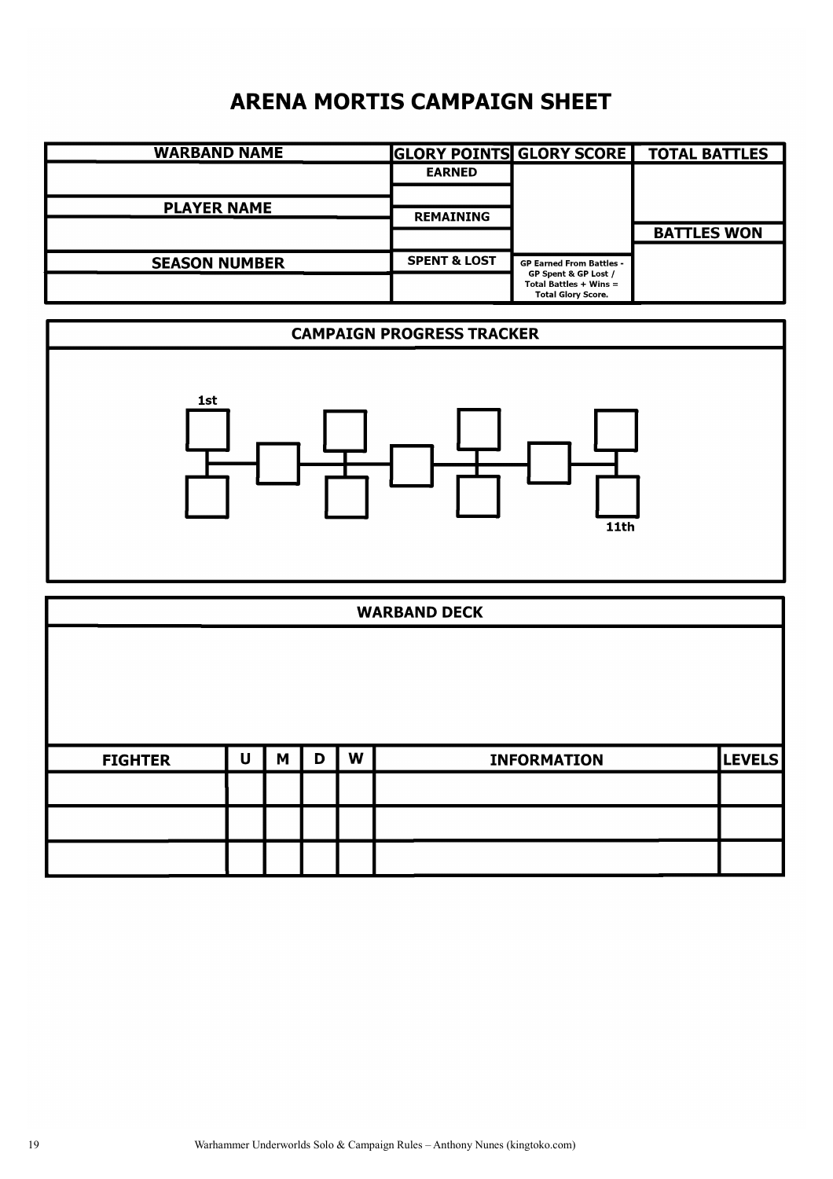# ARENA MORTIS CAMPAIGN SHEET

| WARBAND NAME | GLORY POINTS | GLORY SCORE | TOTAL BATTLES |
|---|---|---|---|
| | EARNED | | |
| PLAYER NAME | | | |
| | REMAINING | | BATTLES WON |
| SEASON NUMBER | | | |
| | SPENT & LOST | GP Earned From Battles - GP Spent & GP Lost / Total Battles + Wins = Total Glory Score. | |

## CAMPAIGN PROGRESS TRACKER

1st

11th

## WARBAND DECK

| FIGHTER | U | M | D | W | INFORMATION | LEVELS |
|---|---|---|---|---|---|---|
| | | | | | | |
| | | | | | | |
| | | | | | | |

Warhammer Underworlds Solo & Campaign Rules – Anthony Nunes (kingtoko.com)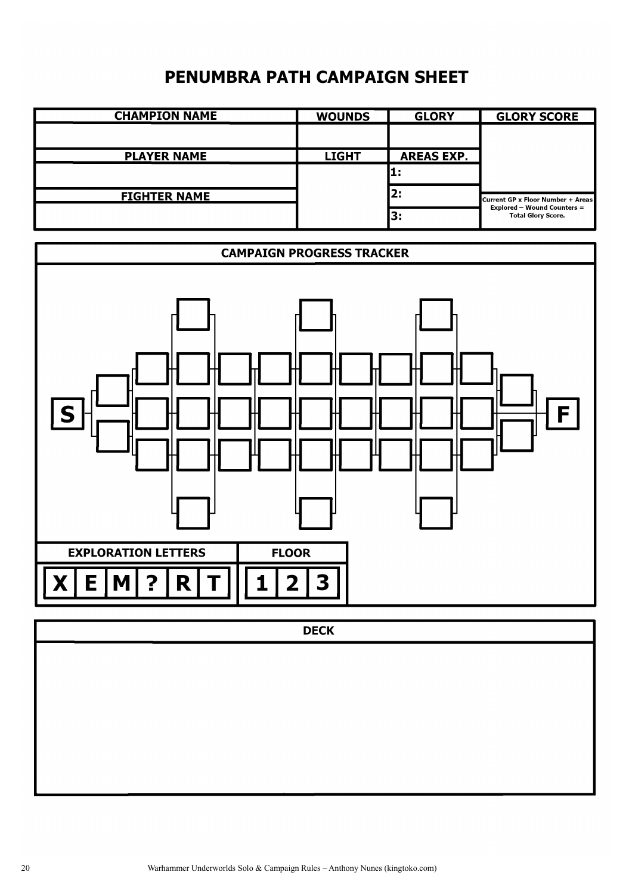# PENUMBRA PATH CAMPAIGN SHEET

| CHAMPION NAME | WOUNDS | GLORY | GLORY SCORE |
| --- | --- | --- | --- |
| | | | |
| **PLAYER NAME** | **LIGHT** | **AREAS EXP.** | |
| | | 1: | |
| **FIGHTER NAME** | | 2: | Current GP x Floor Number + Areas Explored – Wound Counters = Total Glory Score. |
| | | 3: | |

## CAMPAIGN PROGRESS TRACKER

S

F

| EXPLORATION LETTERS | | | | | | FLOOR | | |
| --- | --- | --- | --- | --- | --- | --- | --- | --- |
| X | E | M | ? | R | T | 1 | 2 | 3 |

## DECK